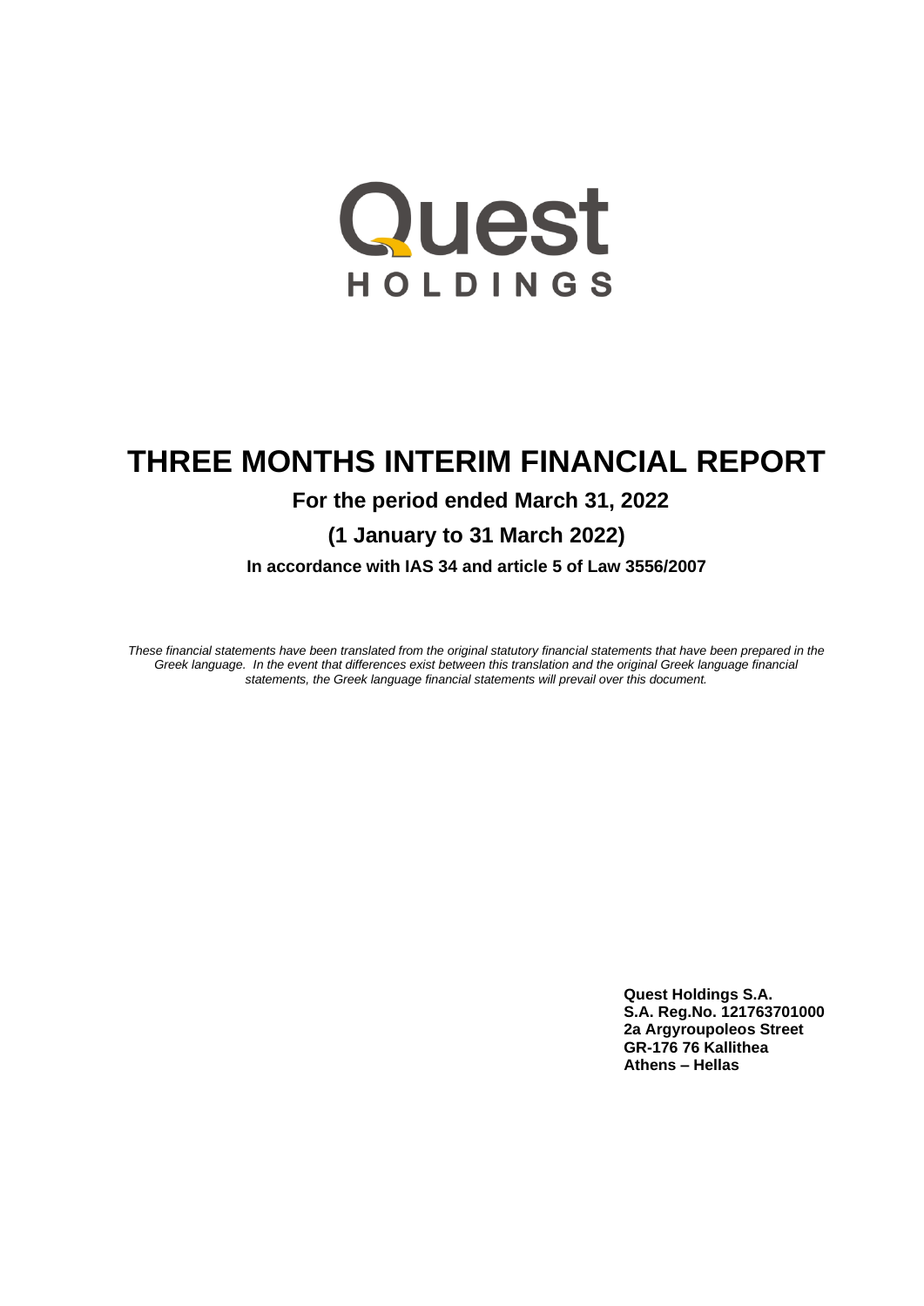Quest

HOLDINGS

# THREE MONTHS INTERIM FINANCIAL REPORT

## For the period ended March 31, 2022

## (1 January to 31 March 2022)

**In accordance with IAS 34 and article 5 of Law 3556/2007**

*These financial statements have been translated from the original statutory financial statements that have been prepared in the Greek language. In the event that differences exist between this translation and the original Greek language financial statements, the Greek language financial statements will prevail over this document.*

**Quest Holdings S.A.**
**S.A. Reg.No. 121763701000**
**2a Argyroupoleos Street**
**GR-176 76 Kallithea**
**Athens – Hellas**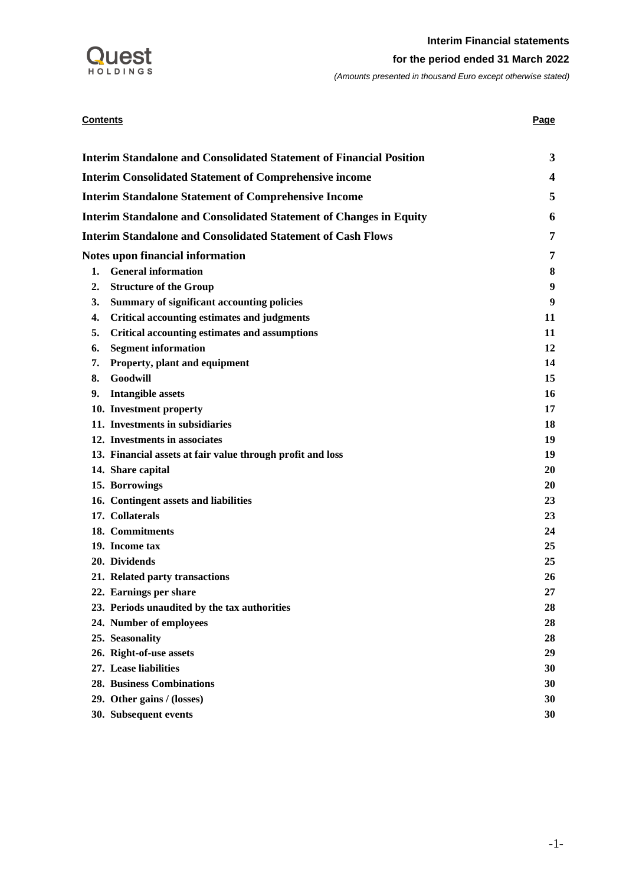| **Contents** | **Page** |
|---|---|
| **Interim Standalone and Consolidated Statement of Financial Position** | **3** |
| **Interim Consolidated Statement of Comprehensive income** | **4** |
| **Interim Standalone Statement of Comprehensive Income** | **5** |
| **Interim Standalone and Consolidated Statement of Changes in Equity** | **6** |
| **Interim Standalone and Consolidated Statement of Cash Flows** | **7** |
| **Notes upon financial information** | **7** |
| **1. General information** | **8** |
| **2. Structure of the Group** | **9** |
| **3. Summary of significant accounting policies** | **9** |
| **4. Critical accounting estimates and judgments** | **11** |
| **5. Critical accounting estimates and assumptions** | **11** |
| **6. Segment information** | **12** |
| **7. Property, plant and equipment** | **14** |
| **8. Goodwill** | **15** |
| **9. Intangible assets** | **16** |
| **10. Investment property** | **17** |
| **11. Investments in subsidiaries** | **18** |
| **12. Investments in associates** | **19** |
| **13. Financial assets at fair value through profit and loss** | **19** |
| **14. Share capital** | **20** |
| **15. Borrowings** | **20** |
| **16. Contingent assets and liabilities** | **23** |
| **17. Collaterals** | **23** |
| **18. Commitments** | **24** |
| **19. Income tax** | **25** |
| **20. Dividends** | **25** |
| **21. Related party transactions** | **26** |
| **22. Earnings per share** | **27** |
| **23. Periods unaudited by the tax authorities** | **28** |
| **24. Number of employees** | **28** |
| **25. Seasonality** | **28** |
| **26. Right-of-use assets** | **29** |
| **27. Lease liabilities** | **30** |
| **28. Business Combinations** | **30** |
| **29. Other gains / (losses)** | **30** |
| **30. Subsequent events** | **30** |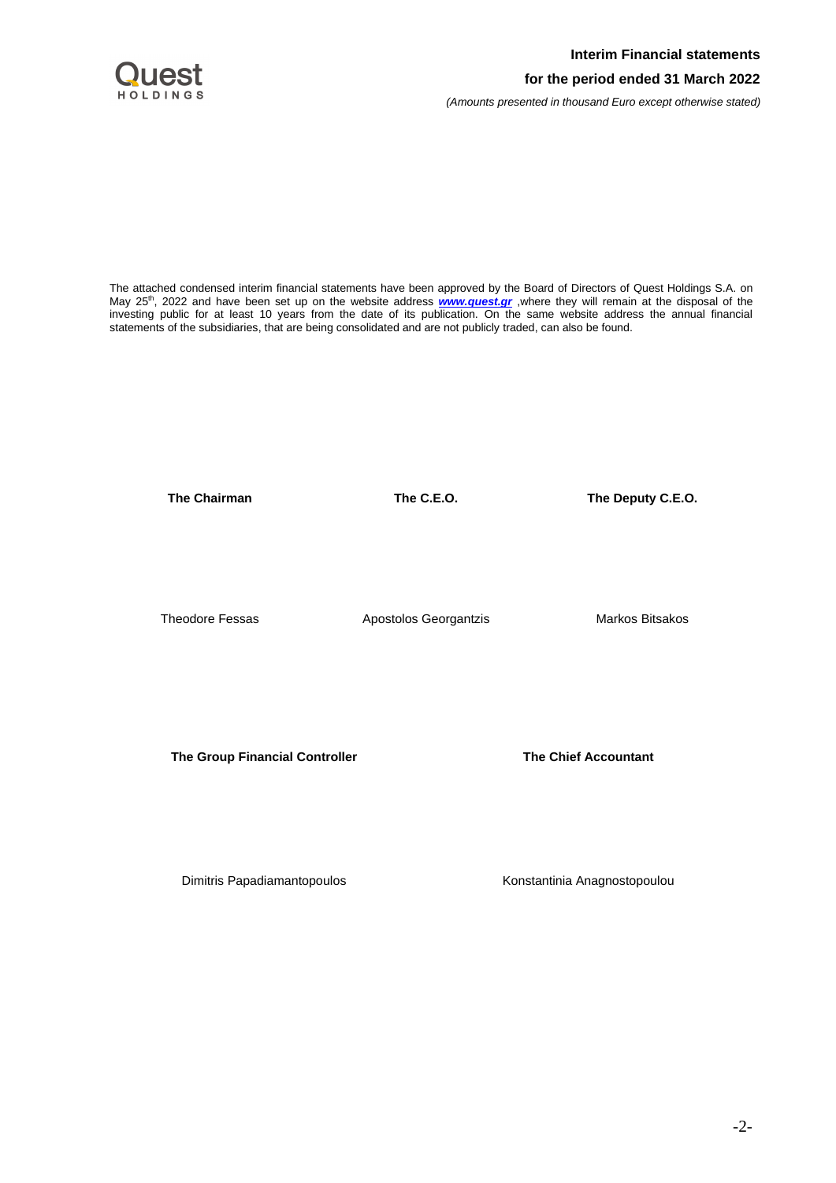The attached condensed interim financial statements have been approved by the Board of Directors of Quest Holdings S.A. on May 25th, 2022 and have been set up on the website address ***www.quest.gr*** ,where they will remain at the disposal of the investing public for at least 10 years from the date of its publication. On the same website address the annual financial statements of the subsidiaries, that are being consolidated and are not publicly traded, can also be found.

| **The Chairman** | **The C.E.O.** | **The Deputy C.E.O.** |
|---|---|---|
| Theodore Fessas | Apostolos Georgantzis | Markos Bitsakos |

| **The Group Financial Controller** | **The Chief Accountant** |
|---|---|
| Dimitris Papadiamantopoulos | Konstantinia Anagnostopoulou |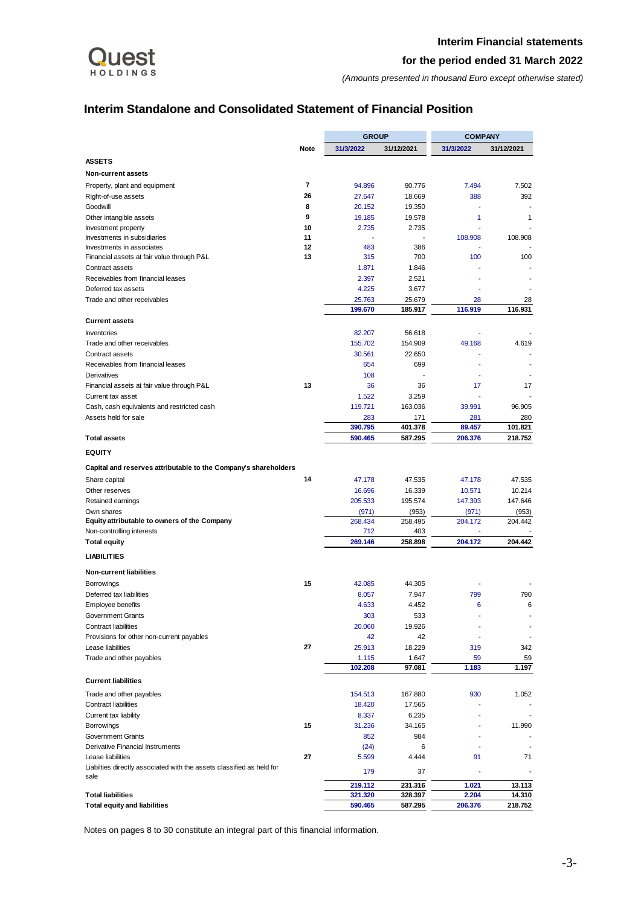**Interim Financial statements**

**for the period ended 31 March 2022**

*(Amounts presented in thousand Euro except otherwise stated)*

## Interim Standalone and Consolidated Statement of Financial Position

| | Note | GROUP | | COMPANY | |
|---|---|---|---|---|---|
| | | 31/3/2022 | 31/12/2021 | 31/3/2022 | 31/12/2021 |
| **ASSETS** | | | | | |
| **Non-current assets** | | | | | |
| Property, plant and equipment | 7 | 94.896 | 90.776 | 7.494 | 7.502 |
| Right-of-use assets | 26 | 27.647 | 18.669 | 388 | 392 |
| Goodwill | 8 | 20.152 | 19.350 | - | - |
| Other intangible assets | 9 | 19.185 | 19.578 | 1 | 1 |
| Investment property | 10 | 2.735 | 2.735 | - | - |
| Investments in subsidiaries | 11 | - | - | 108.908 | 108.908 |
| Investments in associates | 12 | 483 | 386 | - | - |
| Financial assets at fair value through P&L | 13 | 315 | 700 | 100 | 100 |
| Contract assets | | 1.871 | 1.846 | - | - |
| Receivables from financial leases | | 2.397 | 2.521 | - | - |
| Deferred tax assets | | 4.225 | 3.677 | - | - |
| Trade and other receivables | | 25.763 | 25.679 | 28 | 28 |
| | | **199.670** | **185.917** | **116.919** | **116.931** |
| **Current assets** | | | | | |
| Inventories | | 82.207 | 56.618 | - | - |
| Trade and other receivables | | 155.702 | 154.909 | 49.168 | 4.619 |
| Contract assets | | 30.561 | 22.650 | - | - |
| Receivables from financial leases | | 654 | 699 | - | - |
| Derivatives | | 108 | - | - | - |
| Financial assets at fair value through P&L | 13 | 36 | 36 | 17 | 17 |
| Current tax asset | | 1.522 | 3.259 | - | - |
| Cash, cash equivalents and restricted cash | | 119.721 | 163.036 | 39.991 | 96.905 |
| Assets held for sale | | 283 | 171 | 281 | 280 |
| | | **390.795** | **401.378** | **89.457** | **101.821** |
| **Total assets** | | **590.465** | **587.295** | **206.376** | **218.752** |
| **EQUITY** | | | | | |
| **Capital and reserves attributable to the Company's shareholders** | | | | | |
| Share capital | 14 | 47.178 | 47.535 | 47.178 | 47.535 |
| Other reserves | | 16.696 | 16.339 | 10.571 | 10.214 |
| Retained earnings | | 205.533 | 195.574 | 147.393 | 147.646 |
| Own shares | | (971) | (953) | (971) | (953) |
| **Equity attributable to owners of the Company** | | 268.434 | 258.495 | 204.172 | 204.442 |
| Non-controlling interests | | 712 | 403 | - | - |
| **Total equity** | | **269.146** | **258.898** | **204.172** | **204.442** |
| **LIABILITIES** | | | | | |
| **Non-current liabilities** | | | | | |
| Borrowings | 15 | 42.085 | 44.305 | - | - |
| Deferred tax liabilities | | 8.057 | 7.947 | 799 | 790 |
| Employee benefits | | 4.633 | 4.452 | 6 | 6 |
| Government Grants | | 303 | 533 | - | - |
| Contract liabilities | | 20.060 | 19.926 | - | - |
| Provisions for other non-current payables | | 42 | 42 | - | - |
| Lease liabilities | 27 | 25.913 | 18.229 | 319 | 342 |
| Trade and other payables | | 1.115 | 1.647 | 59 | 59 |
| | | **102.208** | **97.081** | **1.183** | **1.197** |
| **Current liabilities** | | | | | |
| Trade and other payables | | 154.513 | 167.880 | 930 | 1.052 |
| Contract liabilities | | 18.420 | 17.565 | - | - |
| Current tax liability | | 8.337 | 6.235 | - | - |
| Borrowings | 15 | 31.236 | 34.165 | - | 11.990 |
| Government Grants | | 852 | 984 | - | - |
| Derivative Financial Instruments | | (24) | 6 | - | - |
| Lease liabilities | 27 | 5.599 | 4.444 | 91 | 71 |
| Liabilities directly associated with the assets classified as held for sale | | 179 | 37 | - | - |
| | | **219.112** | **231.316** | **1.021** | **13.113** |
| **Total liabilities** | | **321.320** | **328.397** | **2.204** | **14.310** |
| **Total equity and liabilities** | | **590.465** | **587.295** | **206.376** | **218.752** |

Notes on pages 8 to 30 constitute an integral part of this financial information.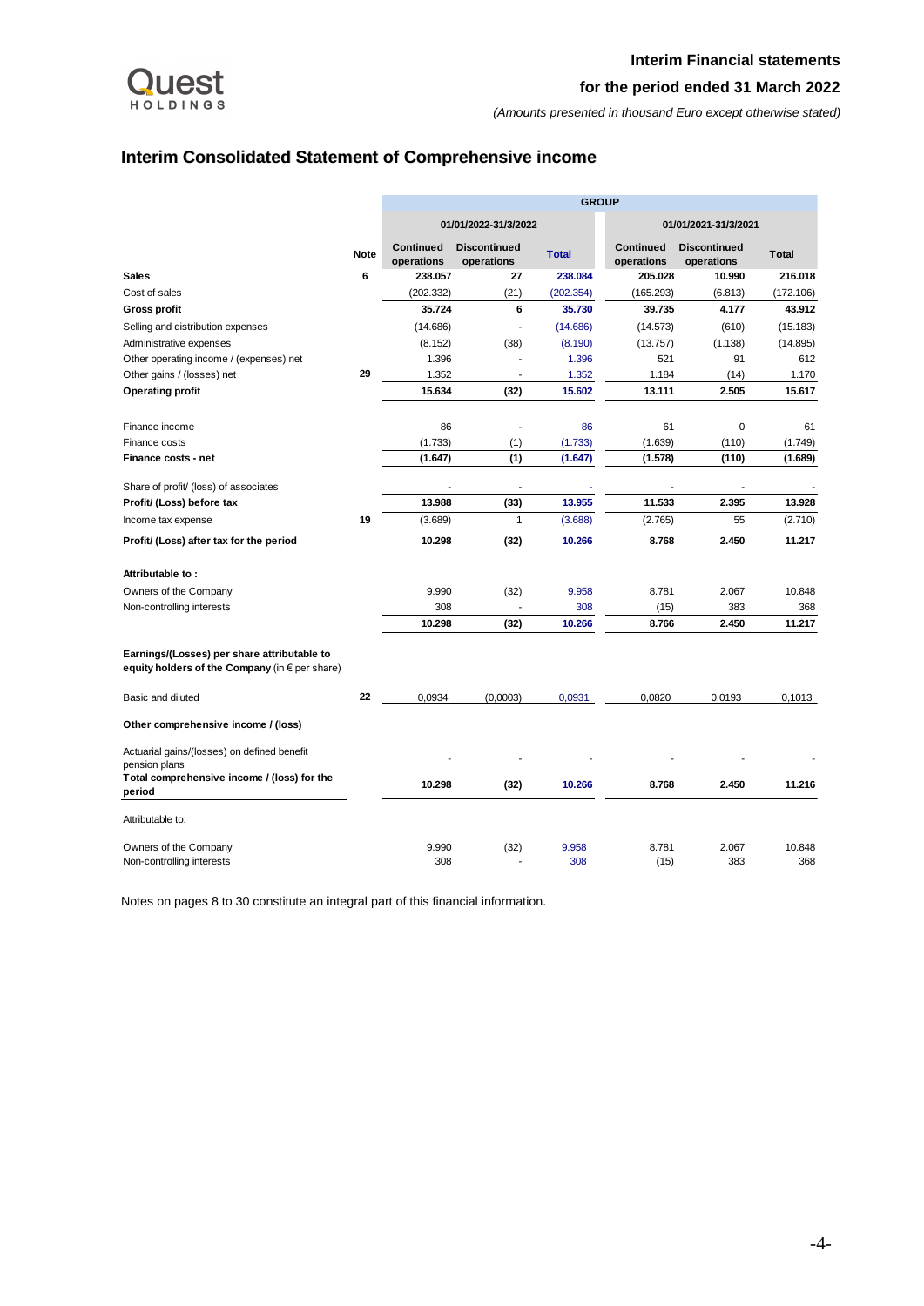# Interim Consolidated Statement of Comprehensive income

| | Note | GROUP | | | | | |
|---|---|---|---|---|---|---|---|
| | | 01/01/2022-31/3/2022 | | | 01/01/2021-31/3/2021 | | |
| | | Continued operations | Discontinued operations | Total | Continued operations | Discontinued operations | Total |
| **Sales** | 6 | **238.057** | **27** | **238.084** | **205.028** | **10.990** | **216.018** |
| Cost of sales | | (202.332) | (21) | (202.354) | (165.293) | (6.813) | (172.106) |
| **Gross profit** | | **35.724** | **6** | **35.730** | **39.735** | **4.177** | **43.912** |
| Selling and distribution expenses | | (14.686) | - | (14.686) | (14.573) | (610) | (15.183) |
| Administrative expenses | | (8.152) | (38) | (8.190) | (13.757) | (1.138) | (14.895) |
| Other operating income / (expenses) net | | 1.396 | - | 1.396 | 521 | 91 | 612 |
| Other gains / (losses) net | 29 | 1.352 | - | 1.352 | 1.184 | (14) | 1.170 |
| **Operating profit** | | **15.634** | **(32)** | **15.602** | **13.111** | **2.505** | **15.617** |
| Finance income | | 86 | - | 86 | 61 | 0 | 61 |
| Finance costs | | (1.733) | (1) | (1.733) | (1.639) | (110) | (1.749) |
| **Finance costs - net** | | **(1.647)** | **(1)** | **(1.647)** | **(1.578)** | **(110)** | **(1.689)** |
| Share of profit/ (loss) of associates | | - | - | - | - | - | - |
| **Profit/ (Loss) before tax** | | **13.988** | **(33)** | **13.955** | **11.533** | **2.395** | **13.928** |
| Income tax expense | 19 | (3.689) | 1 | (3.688) | (2.765) | 55 | (2.710) |
| **Profit/ (Loss) after tax for the period** | | **10.298** | **(32)** | **10.266** | **8.768** | **2.450** | **11.217** |
| **Attributable to :** | | | | | | | |
| Owners of the Company | | 9.990 | (32) | 9.958 | 8.781 | 2.067 | 10.848 |
| Non-controlling interests | | 308 | - | 308 | (15) | 383 | 368 |
| | | **10.298** | **(32)** | **10.266** | **8.766** | **2.450** | **11.217** |
| **Earnings/(Losses) per share attributable to equity holders of the Company** (in € per share) | | | | | | | |
| Basic and diluted | 22 | 0,0934 | (0,0003) | 0,0931 | 0,0820 | 0,0193 | 0,1013 |
| **Other comprehensive income / (loss)** | | | | | | | |
| Actuarial gains/(losses) on defined benefit pension plans | | - | - | - | - | - | - |
| **Total comprehensive income / (loss) for the period** | | **10.298** | **(32)** | **10.266** | **8.768** | **2.450** | **11.216** |
| Attributable to: | | | | | | | |
| Owners of the Company | | 9.990 | (32) | 9.958 | 8.781 | 2.067 | 10.848 |
| Non-controlling interests | | 308 | - | 308 | (15) | 383 | 368 |

Notes on pages 8 to 30 constitute an integral part of this financial information.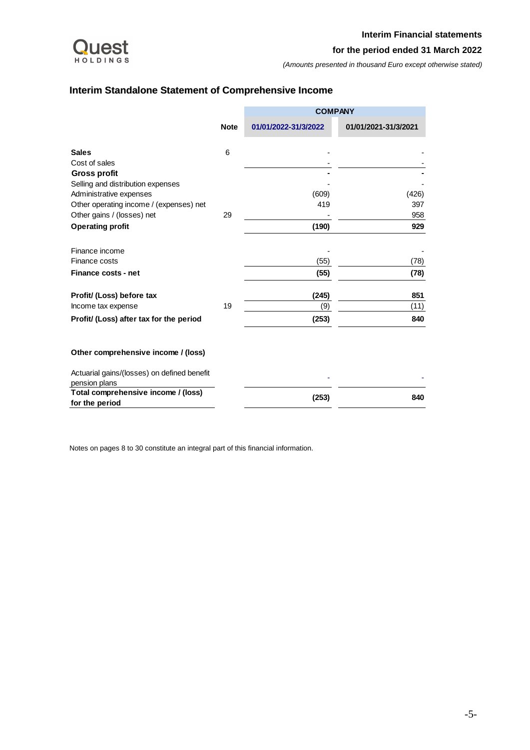Quest HOLDINGS

**Interim Financial statements**

**for the period ended 31 March 2022**

*(Amounts presented in thousand Euro except otherwise stated)*

## Interim Standalone Statement of Comprehensive Income

| | Note | COMPANY | |
|---|---|---|---|
| | | 01/01/2022-31/3/2022 | 01/01/2021-31/3/2021 |
| **Sales** | 6 | - | - |
| Cost of sales | | - | - |
| **Gross profit** | | **-** | **-** |
| Selling and distribution expenses | | - | - |
| Administrative expenses | | (609) | (426) |
| Other operating income / (expenses) net | | 419 | 397 |
| Other gains / (losses) net | 29 | - | 958 |
| **Operating profit** | | **(190)** | **929** |
| | | | |
| Finance income | | - | - |
| Finance costs | | (55) | (78) |
| **Finance costs - net** | | **(55)** | **(78)** |
| | | | |
| **Profit/ (Loss) before tax** | | **(245)** | **851** |
| Income tax expense | 19 | (9) | (11) |
| **Profit/ (Loss) after tax for the period** | | **(253)** | **840** |
| | | | |
| **Other comprehensive income / (loss)** | | | |
| Actuarial gains/(losses) on defined benefit pension plans | | - | - |
| **Total comprehensive income / (loss) for the period** | | **(253)** | **840** |

Notes on pages 8 to 30 constitute an integral part of this financial information.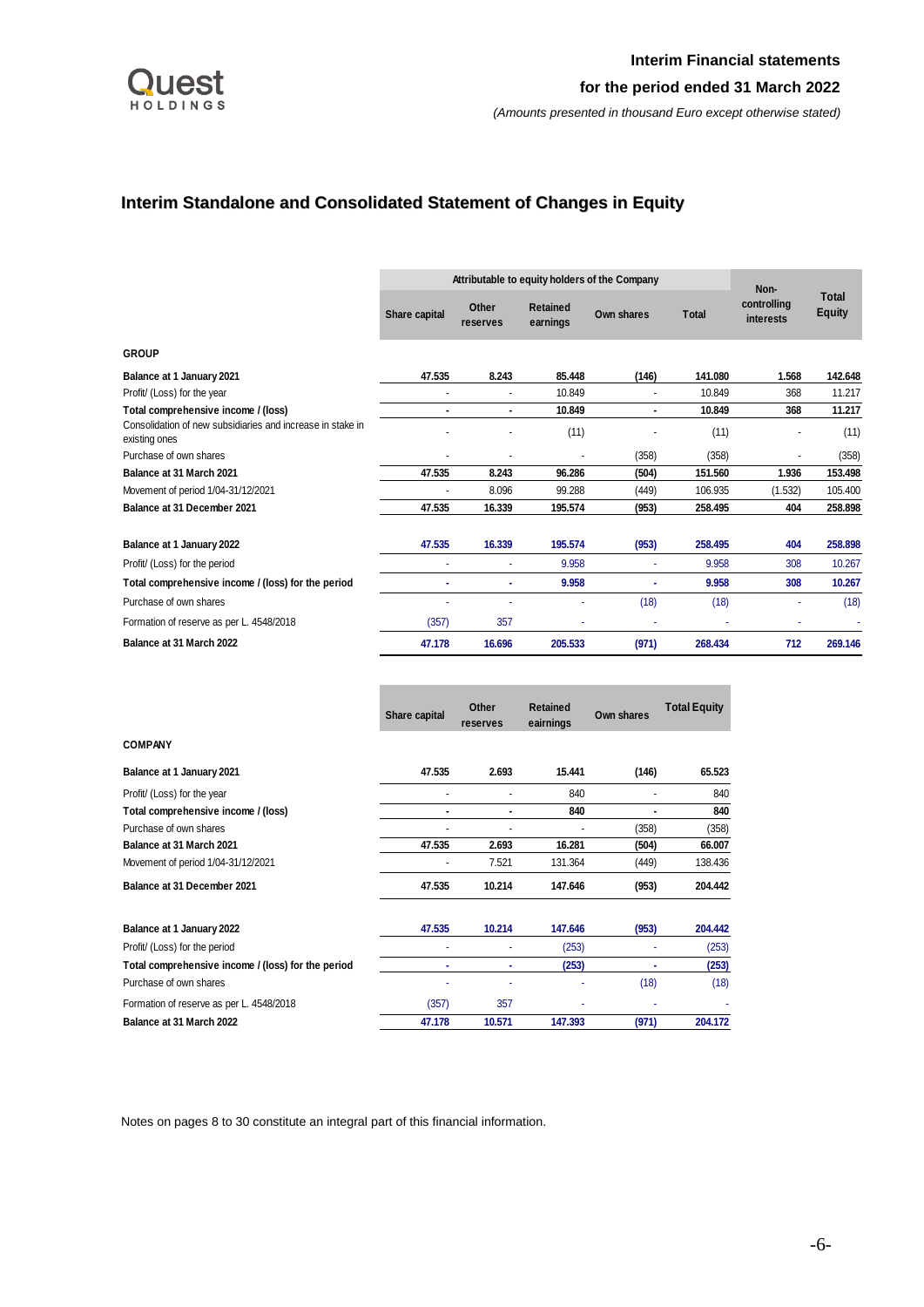## Interim Standalone and Consolidated Statement of Changes in Equity

| | Attributable to equity holders of the Company | | | | | Non-controlling interests | Total Equity |
|---|---|---|---|---|---|---|---|
| | Share capital | Other reserves | Retained earnings | Own shares | Total | | |
| **GROUP** | | | | | | | |
| **Balance at 1 January 2021** | **47.535** | **8.243** | **85.448** | **(146)** | **141.080** | **1.568** | **142.648** |
| Profit/ (Loss) for the year | - | - | 10.849 | - | 10.849 | 368 | 11.217 |
| **Total comprehensive income / (loss)** | **-** | **-** | **10.849** | **-** | **10.849** | **368** | **11.217** |
| Consolidation of new subsidiaries and increase in stake in existing ones | - | - | (11) | - | (11) | - | (11) |
| Purchase of own shares | - | - | - | (358) | (358) | - | (358) |
| **Balance at 31 March 2021** | **47.535** | **8.243** | **96.286** | **(504)** | **151.560** | **1.936** | **153.498** |
| Movement of period 1/04-31/12/2021 | - | 8.096 | 99.288 | (449) | 106.935 | (1.532) | 105.400 |
| **Balance at 31 December 2021** | **47.535** | **16.339** | **195.574** | **(953)** | **258.495** | **404** | **258.898** |
| **Balance at 1 January 2022** | **47.535** | **16.339** | **195.574** | **(953)** | **258.495** | **404** | **258.898** |
| Profit/ (Loss) for the period | - | - | 9.958 | - | 9.958 | 308 | 10.267 |
| **Total comprehensive income / (loss) for the period** | **-** | **-** | **9.958** | **-** | **9.958** | **308** | **10.267** |
| Purchase of own shares | - | - | - | (18) | (18) | - | (18) |
| Formation of reserve as per L. 4548/2018 | (357) | 357 | - | - | - | - | - |
| **Balance at 31 March 2022** | **47.178** | **16.696** | **205.533** | **(971)** | **268.434** | **712** | **269.146** |

| | Share capital | Other reserves | Retained eairnings | Own shares | Total Equity |
|---|---|---|---|---|---|
| **COMPANY** | | | | | |
| **Balance at 1 January 2021** | **47.535** | **2.693** | **15.441** | **(146)** | **65.523** |
| Profit/ (Loss) for the year | - | - | 840 | - | 840 |
| **Total comprehensive income / (loss)** | **-** | **-** | **840** | **-** | **840** |
| Purchase of own shares | - | - | - | (358) | (358) |
| **Balance at 31 March 2021** | **47.535** | **2.693** | **16.281** | **(504)** | **66.007** |
| Movement of period 1/04-31/12/2021 | - | 7.521 | 131.364 | (449) | 138.436 |
| **Balance at 31 December 2021** | **47.535** | **10.214** | **147.646** | **(953)** | **204.442** |
| **Balance at 1 January 2022** | **47.535** | **10.214** | **147.646** | **(953)** | **204.442** |
| Profit/ (Loss) for the period | - | - | (253) | - | (253) |
| **Total comprehensive income / (loss) for the period** | **-** | **-** | **(253)** | **-** | **(253)** |
| Purchase of own shares | - | - | - | (18) | (18) |
| Formation of reserve as per L. 4548/2018 | (357) | 357 | - | - | - |
| **Balance at 31 March 2022** | **47.178** | **10.571** | **147.393** | **(971)** | **204.172** |

Notes on pages 8 to 30 constitute an integral part of this financial information.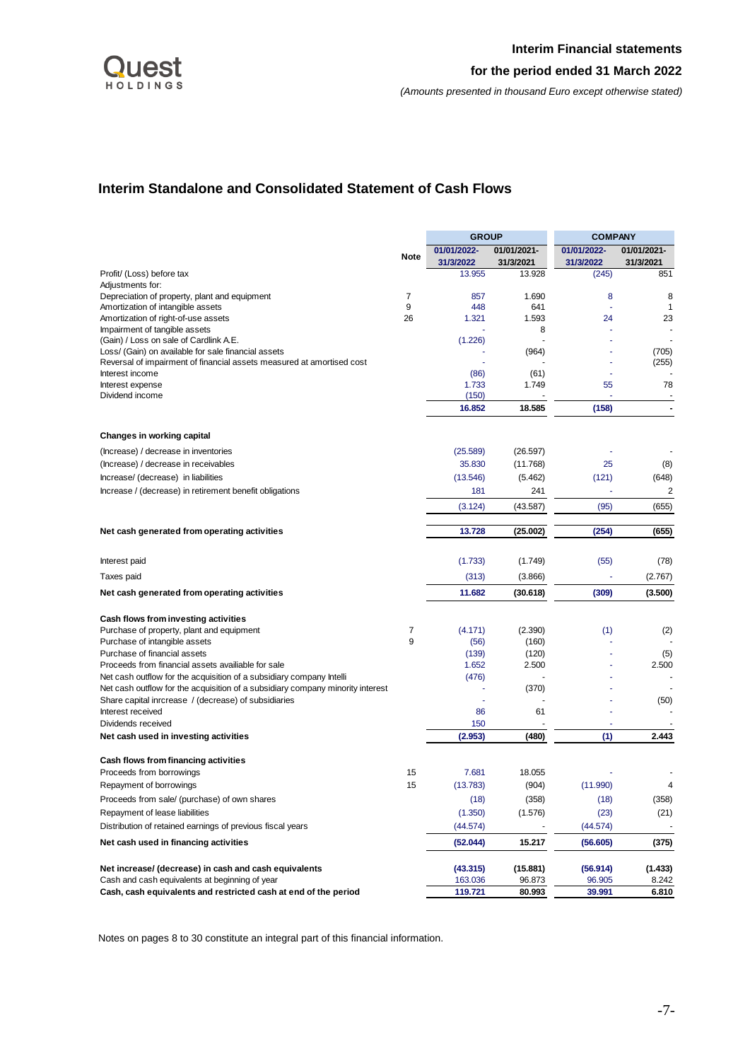## Interim Standalone and Consolidated Statement of Cash Flows

| | Note | GROUP | | COMPANY | |
|---|---|---|---|---|---|
| | | 01/01/2022-31/3/2022 | 01/01/2021-31/3/2021 | 01/01/2022-31/3/2022 | 01/01/2021-31/3/2021 |
| Profit/ (Loss) before tax | | 13.955 | 13.928 | (245) | 851 |
| Adjustments for: | | | | | |
| Depreciation of property, plant and equipment | 7 | 857 | 1.690 | 8 | 8 |
| Amortization of intangible assets | 9 | 448 | 641 | - | 1 |
| Amortization of right-of-use assets | 26 | 1.321 | 1.593 | 24 | 23 |
| Impairment of tangible assets | | - | 8 | - | - |
| (Gain) / Loss on sale of Cardlink A.E. | | (1.226) | - | - | - |
| Loss/ (Gain) on available for sale financial assets | | - | (964) | - | (705) |
| Reversal of impairment of financial assets measured at amortised cost | | - | - | - | (255) |
| Interest income | | (86) | (61) | - | - |
| Interest expense | | 1.733 | 1.749 | 55 | 78 |
| Dividend income | | (150) | - | - | - |
| | | **16.852** | **18.585** | **(158)** | **-** |
| **Changes in working capital** | | | | | |
| (Increase) / decrease in inventories | | (25.589) | (26.597) | - | - |
| (Increase) / decrease in receivables | | 35.830 | (11.768) | 25 | (8) |
| Increase/ (decrease) in liabilities | | (13.546) | (5.462) | (121) | (648) |
| Increase / (decrease) in retirement benefit obligations | | 181 | 241 | - | 2 |
| | | (3.124) | (43.587) | (95) | (655) |
| **Net cash generated from operating activities** | | **13.728** | **(25.002)** | **(254)** | **(655)** |
| Interest paid | | (1.733) | (1.749) | (55) | (78) |
| Taxes paid | | (313) | (3.866) | - | (2.767) |
| **Net cash generated from operating activities** | | **11.682** | **(30.618)** | **(309)** | **(3.500)** |
| **Cash flows from investing activities** | | | | | |
| Purchase of property, plant and equipment | 7 | (4.171) | (2.390) | (1) | (2) |
| Purchase of intangible assets | 9 | (56) | (160) | - | - |
| Purchase of financial assets | | (139) | (120) | - | (5) |
| Proceeds from financial assets availiable for sale | | 1.652 | 2.500 | - | 2.500 |
| Net cash outflow for the acquisition of a subsidiary company Intelli | | (476) | - | - | - |
| Net cash outflow for the acquisition of a subsidiary company minority interest | | - | (370) | - | - |
| Share capital inrcrease / (decrease) of subsidiaries | | - | - | - | (50) |
| Interest received | | 86 | 61 | - | - |
| Dividends received | | 150 | - | - | - |
| **Net cash used in investing activities** | | **(2.953)** | **(480)** | **(1)** | **2.443** |
| **Cash flows from financing activities** | | | | | |
| Proceeds from borrowings | 15 | 7.681 | 18.055 | - | - |
| Repayment of borrowings | 15 | (13.783) | (904) | (11.990) | 4 |
| Proceeds from sale/ (purchase) of own shares | | (18) | (358) | (18) | (358) |
| Repayment of lease liabilities | | (1.350) | (1.576) | (23) | (21) |
| Distribution of retained earnings of previous fiscal years | | (44.574) | - | (44.574) | - |
| **Net cash used in financing activities** | | **(52.044)** | **15.217** | **(56.605)** | **(375)** |
| **Net increase/ (decrease) in cash and cash equivalents** | | **(43.315)** | **(15.881)** | **(56.914)** | **(1.433)** |
| Cash and cash equivalents at beginning of year | | 163.036 | 96.873 | 96.905 | 8.242 |
| **Cash, cash equivalents and restricted cash at end of the period** | | **119.721** | **80.993** | **39.991** | **6.810** |

Notes on pages 8 to 30 constitute an integral part of this financial information.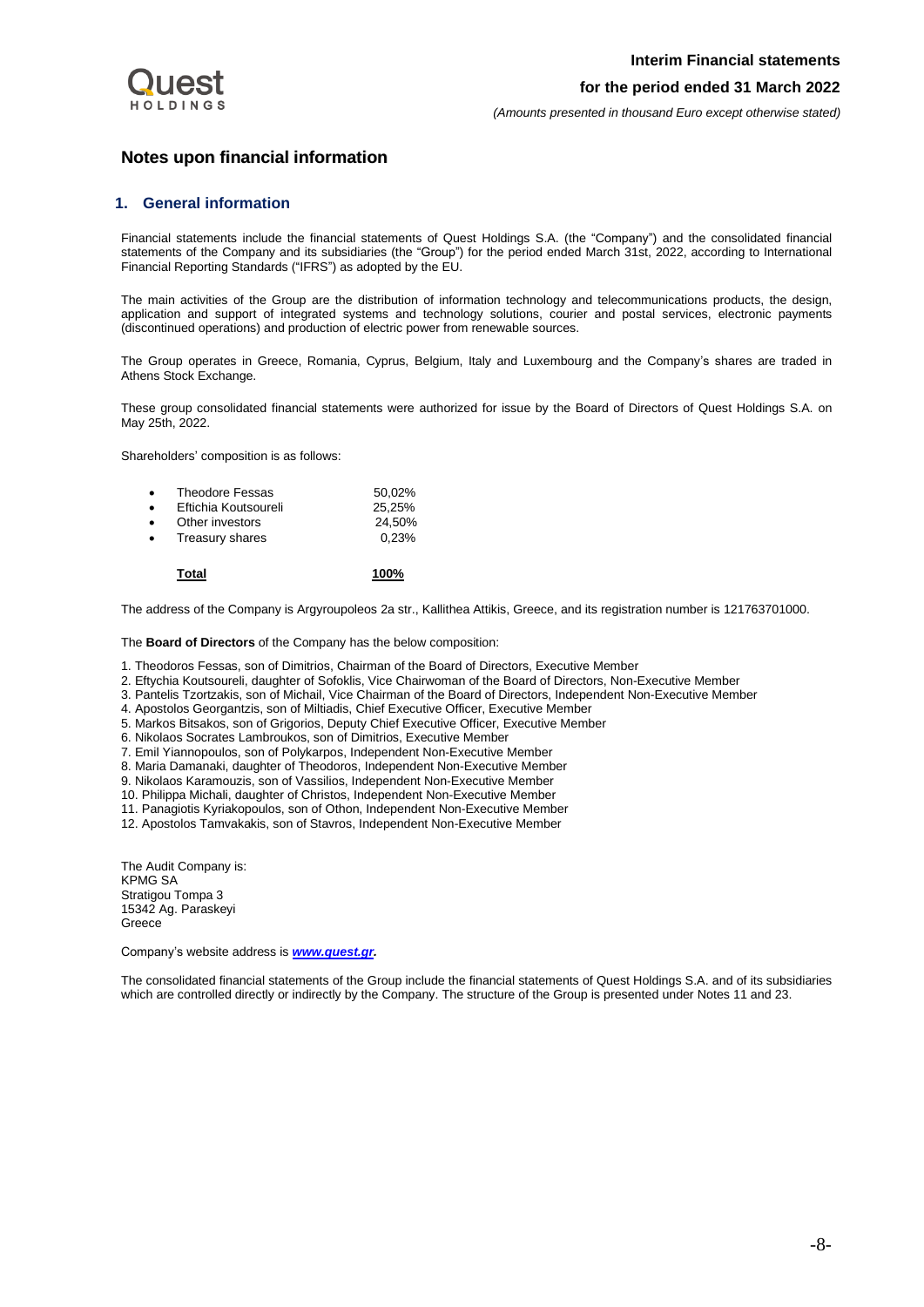# Notes upon financial information

## 1. General information

Financial statements include the financial statements of Quest Holdings S.A. (the "Company") and the consolidated financial statements of the Company and its subsidiaries (the "Group") for the period ended March 31st, 2022, according to International Financial Reporting Standards ("IFRS") as adopted by the EU.

The main activities of the Group are the distribution of information technology and telecommunications products, the design, application and support of integrated systems and technology solutions, courier and postal services, electronic payments (discontinued operations) and production of electric power from renewable sources.

The Group operates in Greece, Romania, Cyprus, Belgium, Italy and Luxembourg and the Company's shares are traded in Athens Stock Exchange.

These group consolidated financial statements were authorized for issue by the Board of Directors of Quest Holdings S.A. on May 25th, 2022.

Shareholders' composition is as follows:

| | |
|---|---|
| • Theodore Fessas | 50,02% |
| • Eftichia Koutsoureli | 25,25% |
| • Other investors | 24,50% |
| • Treasury shares | 0,23% |
| **Total** | **100%** |

The address of the Company is Argyroupoleos 2a str., Kallithea Attikis, Greece, and its registration number is 121763701000.

The **Board of Directors** of the Company has the below composition:

1. Theodoros Fessas, son of Dimitrios, Chairman of the Board of Directors, Executive Member
2. Eftychia Koutsoureli, daughter of Sofoklis, Vice Chairwoman of the Board of Directors, Non-Executive Member
3. Pantelis Tzortzakis, son of Michail, Vice Chairman of the Board of Directors, Independent Non-Executive Member
4. Apostolos Georgantzis, son of Miltiadis, Chief Executive Officer, Executive Member
5. Markos Bitsakos, son of Grigorios, Deputy Chief Executive Officer, Executive Member
6. Nikolaos Socrates Lambroukos, son of Dimitrios, Executive Member
7. Emil Yiannopoulos, son of Polykarpos, Independent Non-Executive Member
8. Maria Damanaki, daughter of Theodoros, Independent Non-Executive Member
9. Nikolaos Karamouzis, son of Vassilios, Independent Non-Executive Member
10. Philippa Michali, daughter of Christos, Independent Non-Executive Member
11. Panagiotis Kyriakopoulos, son of Othon, Independent Non-Executive Member
12. Apostolos Tamvakakis, son of Stavros, Independent Non-Executive Member

The Audit Company is:
KPMG SA
Stratigou Tompa 3
15342 Ag. Paraskeyi
Greece

Company's website address is ***www.quest.gr***.

The consolidated financial statements of the Group include the financial statements of Quest Holdings S.A. and of its subsidiaries which are controlled directly or indirectly by the Company. The structure of the Group is presented under Notes 11 and 23.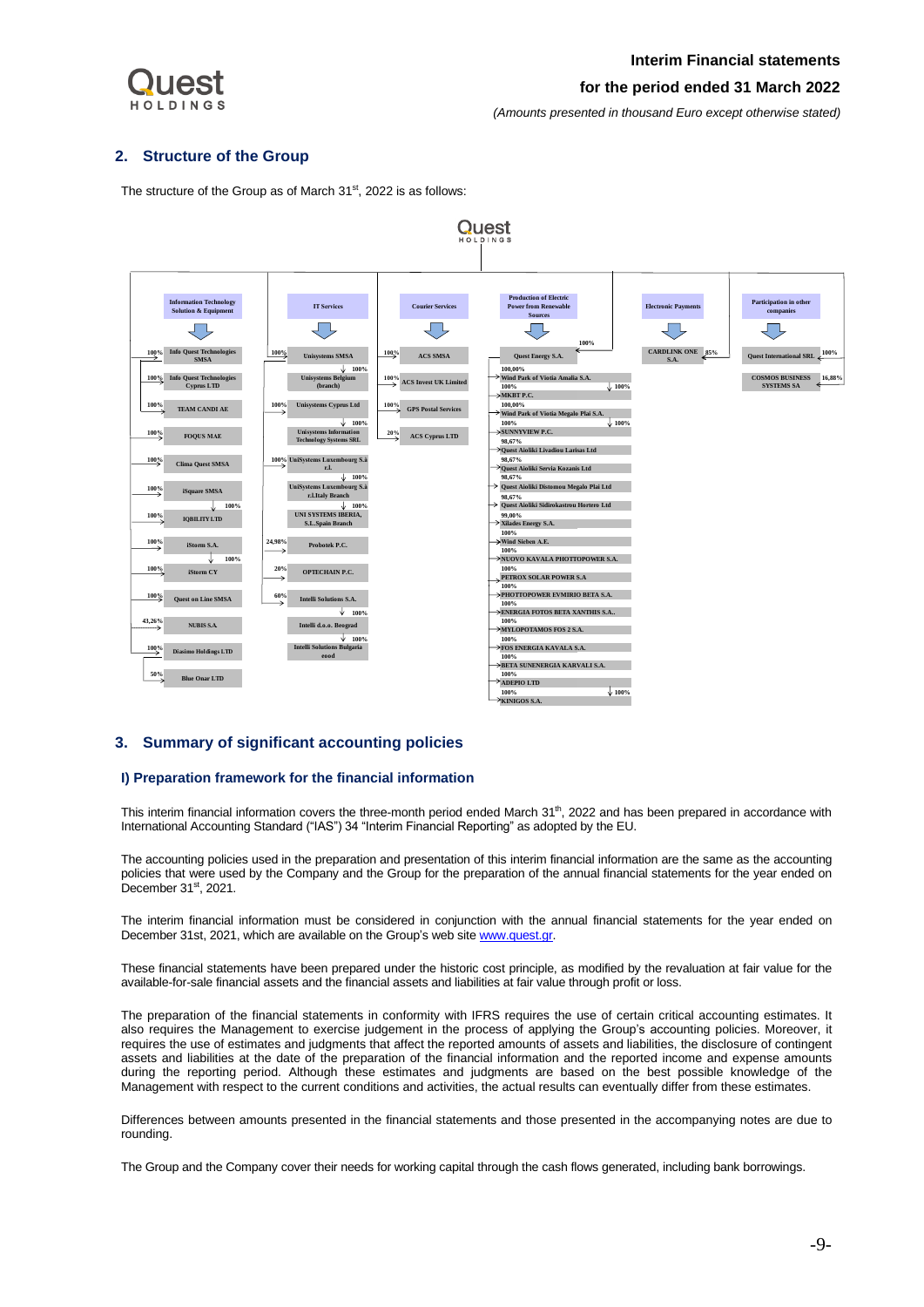## 2. Structure of the Group

The structure of the Group as of March 31st, 2022 is as follows:

**Quest HOLDINGS**

**Information Technology Solution & Equipment**
- 100% Info Quest Technologies SMSA
- 100% Info Quest Technologies Cyprus LTD
- 100% TEAM CANDI AE
- 100% FOQUS MAE
- 100% Clima Quest SMSA
- 100% iSquare SMSA
  - 100% IQBILITY LTD
- 100% iStorm S.A.
  - 100% iStorm CY
- 100% Quest on Line SMSA
- 43,26% NUBIS S.A.
- 100% Diasimo Holdings LTD
  - 50% Blue Onar LTD

**IT Services**
- 100% Unisystems SMSA
  - 100% Unisystems Belgium (branch)
- 100% Unisystems Cyprus Ltd
  - 100% Unisystems Information Technology Systems SRL
- 100% UniSystems Luxembourg S.à r.l.
  - 100% UniSystems Luxembourg S.à r.l.Italy Branch
  - 100% UNI SYSTEMS IBERIA, S.L.Spain Branch
- 24,98% Probotek P.C.
- 20% OPTECHAIN P.C.
- 60% Intelli Solutions S.A.
  - 100% Intelli d.o.o. Beograd
  - 100% Intelli Solutions Bulgaria eood

**Courier Services**
- 100% ACS SMSA
- 100% ACS Invest UK Limited
- 100% GPS Postal Services
- 20% ACS Cyprus LTD

**Production of Electric Power from Renewable Sources**
- 100% Quest Energy S.A.
  - 100,00% Wind Park of Viotia Amalia S.A.
  - 100% MKBT P.C.
  - 100,00% Wind Park of Viotia Megalo Plai S.A.
  - 100% SUNNYVIEW P.C.
  - 98,67% Quest Aioliki Livadiou Larisas Ltd
  - 98,67% Quest Aioliki Servia Kozanis Ltd
  - 98,67% Quest Aioliki Distomou Megalo Plai Ltd
  - 98,67% Quest Aioliki Sidirokastrou Hortero Ltd
  - 99,00% Xilades Energy S.A.
  - 100% Wind Sieben A.E.
  - 100% NUOVO KAVALA PHOTTOPOWER S.A.
  - 100% PETROX SOLAR POWER S.A
  - 100% PHOTTOPOWER EVMIRIO BETA S.A.
  - 100% ENERGIA FOTOS BETA XANTHIS S.A..
  - 100% MYLOPOTAMOS FOS 2 S.A.
  - 100% FOS ENERGIA KAVALA S.A.
  - 100% BETA SUNENERGIA KARVALI S.A.
  - 100% ADEPIO LTD
  - 100% KINIGOS S.A.

**Electronic Payments**
- 85% CARDLINK ONE S.A.

**Participation in other companies**
- 100% Quest International SRL
- 16,88% COSMOS BUSINESS SYSTEMS SA

## 3. Summary of significant accounting policies

### I) Preparation framework for the financial information

This interim financial information covers the three-month period ended March 31th, 2022 and has been prepared in accordance with International Accounting Standard ("IAS") 34 "Interim Financial Reporting" as adopted by the EU.

The accounting policies used in the preparation and presentation of this interim financial information are the same as the accounting policies that were used by the Company and the Group for the preparation of the annual financial statements for the year ended on December 31st, 2021.

The interim financial information must be considered in conjunction with the annual financial statements for the year ended on December 31st, 2021, which are available on the Group's web site www.quest.gr.

These financial statements have been prepared under the historic cost principle, as modified by the revaluation at fair value for the available-for-sale financial assets and the financial assets and liabilities at fair value through profit or loss.

The preparation of the financial statements in conformity with IFRS requires the use of certain critical accounting estimates. It also requires the Management to exercise judgement in the process of applying the Group's accounting policies. Moreover, it requires the use of estimates and judgments that affect the reported amounts of assets and liabilities, the disclosure of contingent assets and liabilities at the date of the preparation of the financial information and the reported income and expense amounts during the reporting period. Although these estimates and judgments are based on the best possible knowledge of the Management with respect to the current conditions and activities, the actual results can eventually differ from these estimates.

Differences between amounts presented in the financial statements and those presented in the accompanying notes are due to rounding.

The Group and the Company cover their needs for working capital through the cash flows generated, including bank borrowings.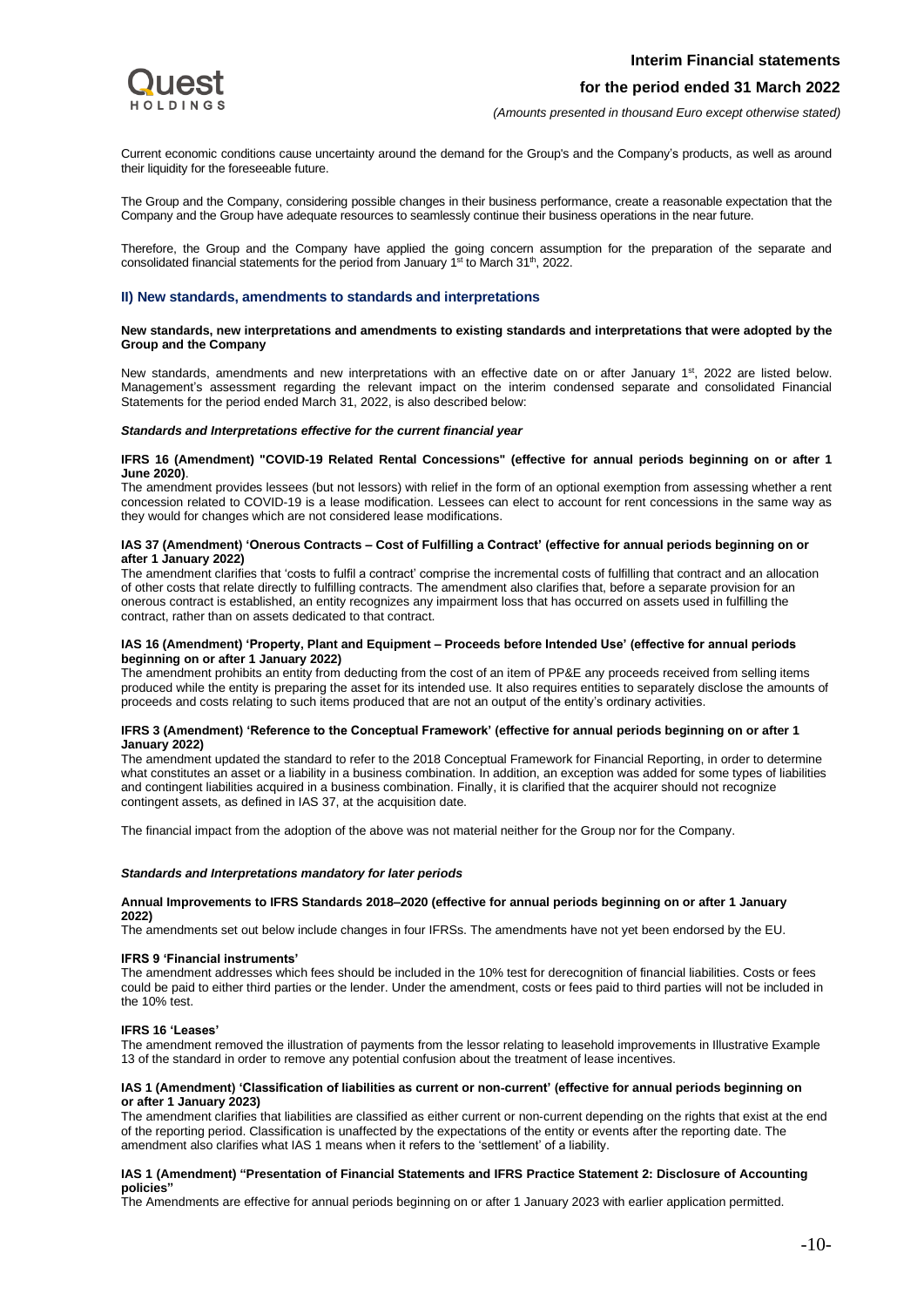Current economic conditions cause uncertainty around the demand for the Group's and the Company's products, as well as around their liquidity for the foreseeable future.

The Group and the Company, considering possible changes in their business performance, create a reasonable expectation that the Company and the Group have adequate resources to seamlessly continue their business operations in the near future.

Therefore, the Group and the Company have applied the going concern assumption for the preparation of the separate and consolidated financial statements for the period from January 1st to March 31th, 2022.

## II) New standards, amendments to standards and interpretations

**New standards, new interpretations and amendments to existing standards and interpretations that were adopted by the Group and the Company**

New standards, amendments and new interpretations with an effective date on or after January 1st, 2022 are listed below. Management's assessment regarding the relevant impact on the interim condensed separate and consolidated Financial Statements for the period ended March 31, 2022, is also described below:

***Standards and Interpretations effective for the current financial year***

**IFRS 16 (Amendment) "COVID-19 Related Rental Concessions" (effective for annual periods beginning on or after 1 June 2020)**.
The amendment provides lessees (but not lessors) with relief in the form of an optional exemption from assessing whether a rent concession related to COVID-19 is a lease modification. Lessees can elect to account for rent concessions in the same way as they would for changes which are not considered lease modifications.

**IAS 37 (Amendment) 'Onerous Contracts – Cost of Fulfilling a Contract' (effective for annual periods beginning on or after 1 January 2022)**
The amendment clarifies that 'costs to fulfil a contract' comprise the incremental costs of fulfilling that contract and an allocation of other costs that relate directly to fulfilling contracts. The amendment also clarifies that, before a separate provision for an onerous contract is established, an entity recognizes any impairment loss that has occurred on assets used in fulfilling the contract, rather than on assets dedicated to that contract.

**IAS 16 (Amendment) 'Property, Plant and Equipment – Proceeds before Intended Use' (effective for annual periods beginning on or after 1 January 2022)**
The amendment prohibits an entity from deducting from the cost of an item of PP&E any proceeds received from selling items produced while the entity is preparing the asset for its intended use. It also requires entities to separately disclose the amounts of proceeds and costs relating to such items produced that are not an output of the entity's ordinary activities.

**IFRS 3 (Amendment) 'Reference to the Conceptual Framework' (effective for annual periods beginning on or after 1 January 2022)**
The amendment updated the standard to refer to the 2018 Conceptual Framework for Financial Reporting, in order to determine what constitutes an asset or a liability in a business combination. In addition, an exception was added for some types of liabilities and contingent liabilities acquired in a business combination. Finally, it is clarified that the acquirer should not recognize contingent assets, as defined in IAS 37, at the acquisition date.

The financial impact from the adoption of the above was not material neither for the Group nor for the Company.

***Standards and Interpretations mandatory for later periods***

**Annual Improvements to IFRS Standards 2018–2020 (effective for annual periods beginning on or after 1 January 2022)**
The amendments set out below include changes in four IFRSs. The amendments have not yet been endorsed by the EU.

**IFRS 9 'Financial instruments'**
The amendment addresses which fees should be included in the 10% test for derecognition of financial liabilities. Costs or fees could be paid to either third parties or the lender. Under the amendment, costs or fees paid to third parties will not be included in the 10% test.

**IFRS 16 'Leases'**
The amendment removed the illustration of payments from the lessor relating to leasehold improvements in Illustrative Example 13 of the standard in order to remove any potential confusion about the treatment of lease incentives.

**IAS 1 (Amendment) 'Classification of liabilities as current or non-current' (effective for annual periods beginning on or after 1 January 2023)**
The amendment clarifies that liabilities are classified as either current or non-current depending on the rights that exist at the end of the reporting period. Classification is unaffected by the expectations of the entity or events after the reporting date. The amendment also clarifies what IAS 1 means when it refers to the 'settlement' of a liability.

**IAS 1 (Amendment) "Presentation of Financial Statements and IFRS Practice Statement 2: Disclosure of Accounting policies"**
The Amendments are effective for annual periods beginning on or after 1 January 2023 with earlier application permitted.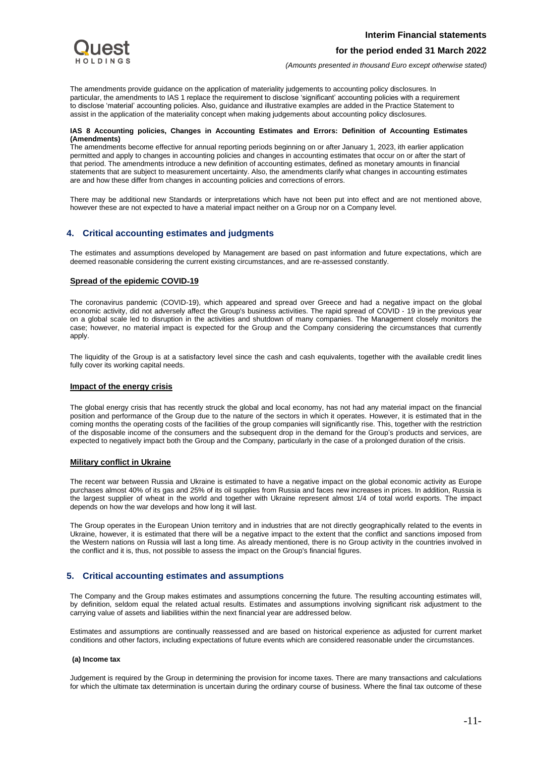The amendments provide guidance on the application of materiality judgements to accounting policy disclosures. In particular, the amendments to IAS 1 replace the requirement to disclose 'significant' accounting policies with a requirement to disclose 'material' accounting policies. Also, guidance and illustrative examples are added in the Practice Statement to assist in the application of the materiality concept when making judgements about accounting policy disclosures.

**IAS 8 Accounting policies, Changes in Accounting Estimates and Errors: Definition of Accounting Estimates (Amendments)**

The amendments become effective for annual reporting periods beginning on or after January 1, 2023, ith earlier application permitted and apply to changes in accounting policies and changes in accounting estimates that occur on or after the start of that period. The amendments introduce a new definition of accounting estimates, defined as monetary amounts in financial statements that are subject to measurement uncertainty. Also, the amendments clarify what changes in accounting estimates are and how these differ from changes in accounting policies and corrections of errors.

There may be additional new Standards or interpretations which have not been put into effect and are not mentioned above, however these are not expected to have a material impact neither on a Group nor on a Company level.

## 4. Critical accounting estimates and judgments

The estimates and assumptions developed by Management are based on past information and future expectations, which are deemed reasonable considering the current existing circumstances, and are re-assessed constantly.

**Spread of the epidemic COVID-19**

The coronavirus pandemic (COVID-19), which appeared and spread over Greece and had a negative impact on the global economic activity, did not adversely affect the Group's business activities. The rapid spread of COVID - 19 in the previous year on a global scale led to disruption in the activities and shutdown of many companies. The Management closely monitors the case; however, no material impact is expected for the Group and the Company considering the circumstances that currently apply.

The liquidity of the Group is at a satisfactory level since the cash and cash equivalents, together with the available credit lines fully cover its working capital needs.

**Impact of the energy crisis**

The global energy crisis that has recently struck the global and local economy, has not had any material impact on the financial position and performance of the Group due to the nature of the sectors in which it operates. However, it is estimated that in the coming months the operating costs of the facilities of the group companies will significantly rise. This, together with the restriction of the disposable income of the consumers and the subsequent drop in the demand for the Group's products and services, are expected to negatively impact both the Group and the Company, particularly in the case of a prolonged duration of the crisis.

**Military conflict in Ukraine**

The recent war between Russia and Ukraine is estimated to have a negative impact on the global economic activity as Europe purchases almost 40% of its gas and 25% of its oil supplies from Russia and faces new increases in prices. In addition, Russia is the largest supplier of wheat in the world and together with Ukraine represent almost 1/4 of total world exports. The impact depends on how the war develops and how long it will last.

The Group operates in the European Union territory and in industries that are not directly geographically related to the events in Ukraine, however, it is estimated that there will be a negative impact to the extent that the conflict and sanctions imposed from the Western nations on Russia will last a long time. As already mentioned, there is no Group activity in the countries involved in the conflict and it is, thus, not possible to assess the impact on the Group's financial figures.

## 5. Critical accounting estimates and assumptions

The Company and the Group makes estimates and assumptions concerning the future. The resulting accounting estimates will, by definition, seldom equal the related actual results. Estimates and assumptions involving significant risk adjustment to the carrying value of assets and liabilities within the next financial year are addressed below.

Estimates and assumptions are continually reassessed and are based on historical experience as adjusted for current market conditions and other factors, including expectations of future events which are considered reasonable under the circumstances.

**(a) Income tax**

Judgement is required by the Group in determining the provision for income taxes. There are many transactions and calculations for which the ultimate tax determination is uncertain during the ordinary course of business. Where the final tax outcome of these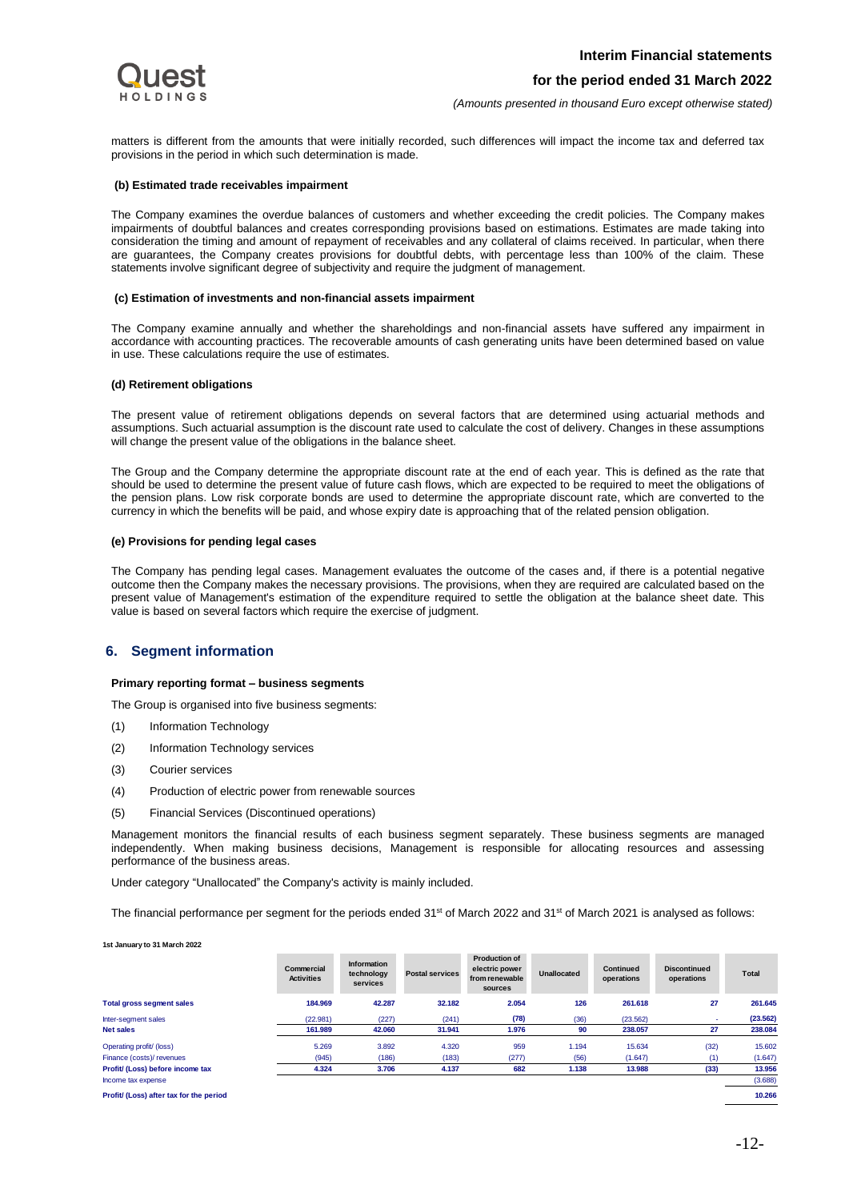matters is different from the amounts that were initially recorded, such differences will impact the income tax and deferred tax provisions in the period in which such determination is made.

#### (b) Estimated trade receivables impairment

The Company examines the overdue balances of customers and whether exceeding the credit policies. The Company makes impairments of doubtful balances and creates corresponding provisions based on estimations. Estimates are made taking into consideration the timing and amount of repayment of receivables and any collateral of claims received. In particular, when there are guarantees, the Company creates provisions for doubtful debts, with percentage less than 100% of the claim. These statements involve significant degree of subjectivity and require the judgment of management.

#### (c) Estimation of investments and non-financial assets impairment

The Company examine annually and whether the shareholdings and non-financial assets have suffered any impairment in accordance with accounting practices. The recoverable amounts of cash generating units have been determined based on value in use. These calculations require the use of estimates.

#### (d) Retirement obligations

The present value of retirement obligations depends on several factors that are determined using actuarial methods and assumptions. Such actuarial assumption is the discount rate used to calculate the cost of delivery. Changes in these assumptions will change the present value of the obligations in the balance sheet.

The Group and the Company determine the appropriate discount rate at the end of each year. This is defined as the rate that should be used to determine the present value of future cash flows, which are expected to be required to meet the obligations of the pension plans. Low risk corporate bonds are used to determine the appropriate discount rate, which are converted to the currency in which the benefits will be paid, and whose expiry date is approaching that of the related pension obligation.

#### (e) Provisions for pending legal cases

The Company has pending legal cases. Management evaluates the outcome of the cases and, if there is a potential negative outcome then the Company makes the necessary provisions. The provisions, when they are required are calculated based on the present value of Management's estimation of the expenditure required to settle the obligation at the balance sheet date. This value is based on several factors which require the exercise of judgment.

## 6. Segment information

#### Primary reporting format – business segments

The Group is organised into five business segments:

(1) Information Technology

(2) Information Technology services

(3) Courier services

(4) Production of electric power from renewable sources

(5) Financial Services (Discontinued operations)

Management monitors the financial results of each business segment separately. These business segments are managed independently. When making business decisions, Management is responsible for allocating resources and assessing performance of the business areas.

Under category "Unallocated" the Company's activity is mainly included.

The financial performance per segment for the periods ended 31st of March 2022 and 31st of March 2021 is analysed as follows:

**1st January to 31 March 2022**

| | Commercial Activities | Information technology services | Postal services | Production of electric power from renewable sources | Unallocated | Continued operations | Discontinued operations | Total |
|---|---|---|---|---|---|---|---|---|
| **Total gross segment sales** | **184.969** | **42.287** | **32.182** | **2.054** | **126** | **261.618** | **27** | **261.645** |
| Inter-segment sales | (22.981) | (227) | (241) | **(78)** | (36) | (23.562) | - | **(23.562)** |
| **Net sales** | **161.989** | **42.060** | **31.941** | **1.976** | **90** | **238.057** | **27** | **238.084** |
| Operating profit/ (loss) | 5.269 | 3.892 | 4.320 | 959 | 1.194 | 15.634 | (32) | 15.602 |
| Finance (costs)/ revenues | (945) | (186) | (183) | (277) | (56) | (1.647) | (1) | (1.647) |
| **Profit/ (Loss) before income tax** | **4.324** | **3.706** | **4.137** | **682** | **1.138** | **13.988** | **(33)** | **13.956** |
| Income tax expense | | | | | | | | (3.688) |
| **Profit/ (Loss) after tax for the period** | | | | | | | | **10.266** |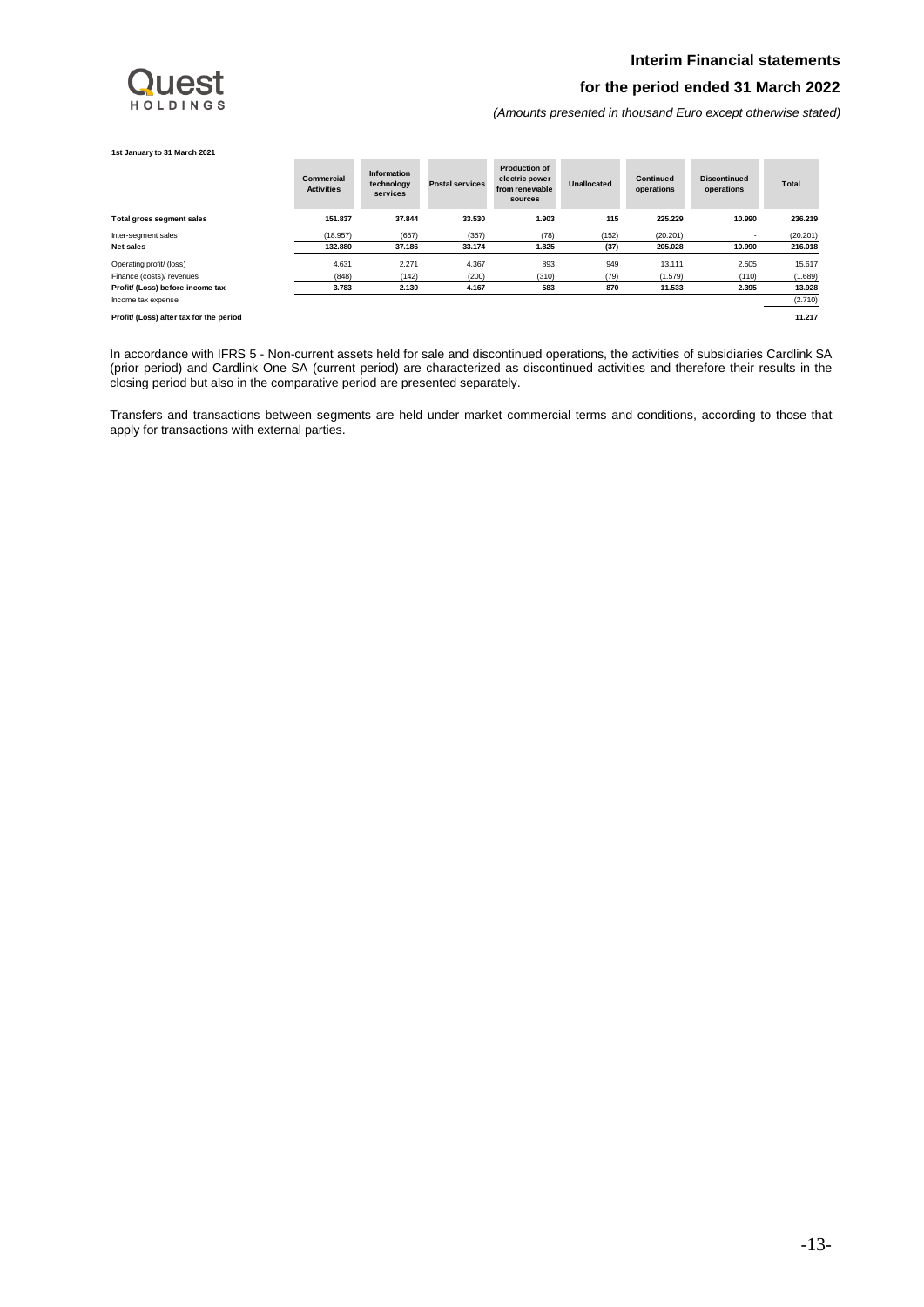**1st January to 31 March 2021**

| | Commercial Activities | Information technology services | Postal services | Production of electric power from renewable sources | Unallocated | Continued operations | Discontinued operations | Total |
|---|---|---|---|---|---|---|---|---|
| **Total gross segment sales** | **151.837** | **37.844** | **33.530** | **1.903** | **115** | **225.229** | **10.990** | **236.219** |
| Inter-segment sales | (18.957) | (657) | (357) | (78) | (152) | (20.201) | - | (20.201) |
| **Net sales** | **132.880** | **37.186** | **33.174** | **1.825** | **(37)** | **205.028** | **10.990** | **216.018** |
| Operating profit/ (loss) | 4.631 | 2.271 | 4.367 | 893 | 949 | 13.111 | 2.505 | 15.617 |
| Finance (costs)/ revenues | (848) | (142) | (200) | (310) | (79) | (1.579) | (110) | (1.689) |
| **Profit/ (Loss) before income tax** | **3.783** | **2.130** | **4.167** | **583** | **870** | **11.533** | **2.395** | **13.928** |
| Income tax expense | | | | | | | | (2.710) |
| **Profit/ (Loss) after tax for the period** | | | | | | | | **11.217** |

In accordance with IFRS 5 - Non-current assets held for sale and discontinued operations, the activities of subsidiaries Cardlink SA (prior period) and Cardlink One SA (current period) are characterized as discontinued activities and therefore their results in the closing period but also in the comparative period are presented separately.

Transfers and transactions between segments are held under market commercial terms and conditions, according to those that apply for transactions with external parties.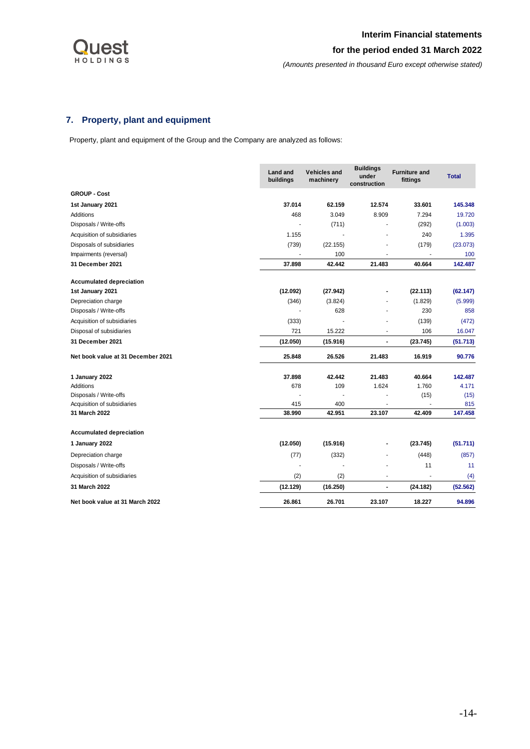## 7. Property, plant and equipment

Property, plant and equipment of the Group and the Company are analyzed as follows:

| | Land and buildings | Vehicles and machinery | Buildings under construction | Furniture and fittings | Total |
|---|---|---|---|---|---|
| **GROUP - Cost** | | | | | |
| **1st January 2021** | **37.014** | **62.159** | **12.574** | **33.601** | **145.348** |
| Additions | 468 | 3.049 | 8.909 | 7.294 | 19.720 |
| Disposals / Write-offs | - | (711) | - | (292) | (1.003) |
| Acquisition of subsidiaries | 1.155 | - | - | 240 | 1.395 |
| Disposals of subsidiaries | (739) | (22.155) | - | (179) | (23.073) |
| Impairments (reversal) | - | 100 | - | - | 100 |
| **31 December 2021** | **37.898** | **42.442** | **21.483** | **40.664** | **142.487** |
| **Accumulated depreciation** | | | | | |
| **1st January 2021** | **(12.092)** | **(27.942)** | **-** | **(22.113)** | **(62.147)** |
| Depreciation charge | (346) | (3.824) | - | (1.829) | (5.999) |
| Disposals / Write-offs | - | 628 | - | 230 | 858 |
| Acquisition of subsidiaries | (333) | - | - | (139) | (472) |
| Disposal of subsidiaries | 721 | 15.222 | - | 106 | 16.047 |
| **31 December 2021** | **(12.050)** | **(15.916)** | **-** | **(23.745)** | **(51.713)** |
| **Net book value at 31 December 2021** | **25.848** | **26.526** | **21.483** | **16.919** | **90.776** |
| **1 January 2022** | **37.898** | **42.442** | **21.483** | **40.664** | **142.487** |
| Additions | 678 | 109 | 1.624 | 1.760 | 4.171 |
| Disposals / Write-offs | - | - | - | (15) | (15) |
| Acquisition of subsidiaries | 415 | 400 | - | - | 815 |
| **31 March 2022** | **38.990** | **42.951** | **23.107** | **42.409** | **147.458** |
| **Accumulated depreciation** | | | | | |
| **1 January 2022** | **(12.050)** | **(15.916)** | **-** | **(23.745)** | **(51.711)** |
| Depreciation charge | (77) | (332) | - | (448) | (857) |
| Disposals / Write-offs | - | - | - | 11 | 11 |
| Acquisition of subsidiaries | (2) | (2) | - | - | (4) |
| **31 March 2022** | **(12.129)** | **(16.250)** | **-** | **(24.182)** | **(52.562)** |
| **Net book value at 31 March 2022** | **26.861** | **26.701** | **23.107** | **18.227** | **94.896** |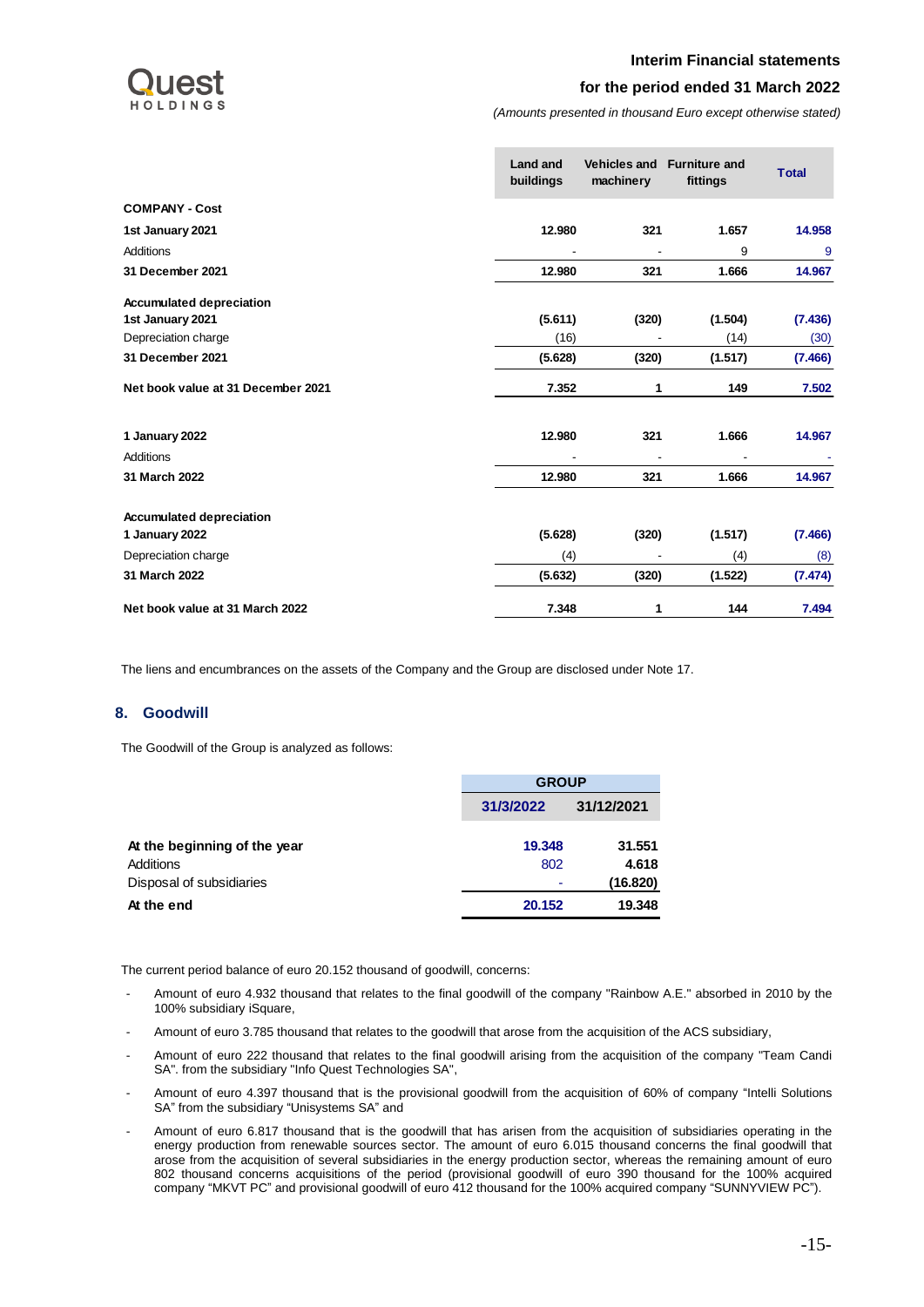| | Land and buildings | Vehicles and machinery | Furniture and fittings | Total |
|---|---|---|---|---|
| **COMPANY - Cost** | | | | |
| **1st January 2021** | **12.980** | **321** | **1.657** | **14.958** |
| Additions | - | - | 9 | 9 |
| **31 December 2021** | **12.980** | **321** | **1.666** | **14.967** |
| **Accumulated depreciation** | | | | |
| **1st January 2021** | **(5.611)** | **(320)** | **(1.504)** | **(7.436)** |
| Depreciation charge | (16) | - | (14) | (30) |
| **31 December 2021** | **(5.628)** | **(320)** | **(1.517)** | **(7.466)** |
| **Net book value at 31 December 2021** | **7.352** | **1** | **149** | **7.502** |
| **1 January 2022** | **12.980** | **321** | **1.666** | **14.967** |
| Additions | - | - | - | - |
| **31 March 2022** | **12.980** | **321** | **1.666** | **14.967** |
| **Accumulated depreciation** | | | | |
| **1 January 2022** | **(5.628)** | **(320)** | **(1.517)** | **(7.466)** |
| Depreciation charge | (4) | - | (4) | (8) |
| **31 March 2022** | **(5.632)** | **(320)** | **(1.522)** | **(7.474)** |
| **Net book value at 31 March 2022** | **7.348** | **1** | **144** | **7.494** |

The liens and encumbrances on the assets of the Company and the Group are disclosed under Note 17.

## 8. Goodwill

The Goodwill of the Group is analyzed as follows:

| | GROUP | |
|---|---|---|
| | 31/3/2022 | 31/12/2021 |
| **At the beginning of the year** | **19.348** | **31.551** |
| Additions | 802 | **4.618** |
| Disposal of subsidiaries | - | **(16.820)** |
| **At the end** | **20.152** | **19.348** |

The current period balance of euro 20.152 thousand of goodwill, concerns:

- Amount of euro 4.932 thousand that relates to the final goodwill of the company "Rainbow A.E." absorbed in 2010 by the 100% subsidiary iSquare,
- Amount of euro 3.785 thousand that relates to the goodwill that arose from the acquisition of the ACS subsidiary,
- Amount of euro 222 thousand that relates to the final goodwill arising from the acquisition of the company "Team Candi SA". from the subsidiary "Info Quest Technologies SA",
- Amount of euro 4.397 thousand that is the provisional goodwill from the acquisition of 60% of company "Intelli Solutions SA" from the subsidiary "Unisystems SA" and
- Amount of euro 6.817 thousand that is the goodwill that has arisen from the acquisition of subsidiaries operating in the energy production from renewable sources sector. The amount of euro 6.015 thousand concerns the final goodwill that arose from the acquisition of several subsidiaries in the energy production sector, whereas the remaining amount of euro 802 thousand concerns acquisitions of the period (provisional goodwill of euro 390 thousand for the 100% acquired company "MKVT PC" and provisional goodwill of euro 412 thousand for the 100% acquired company "SUNNYVIEW PC").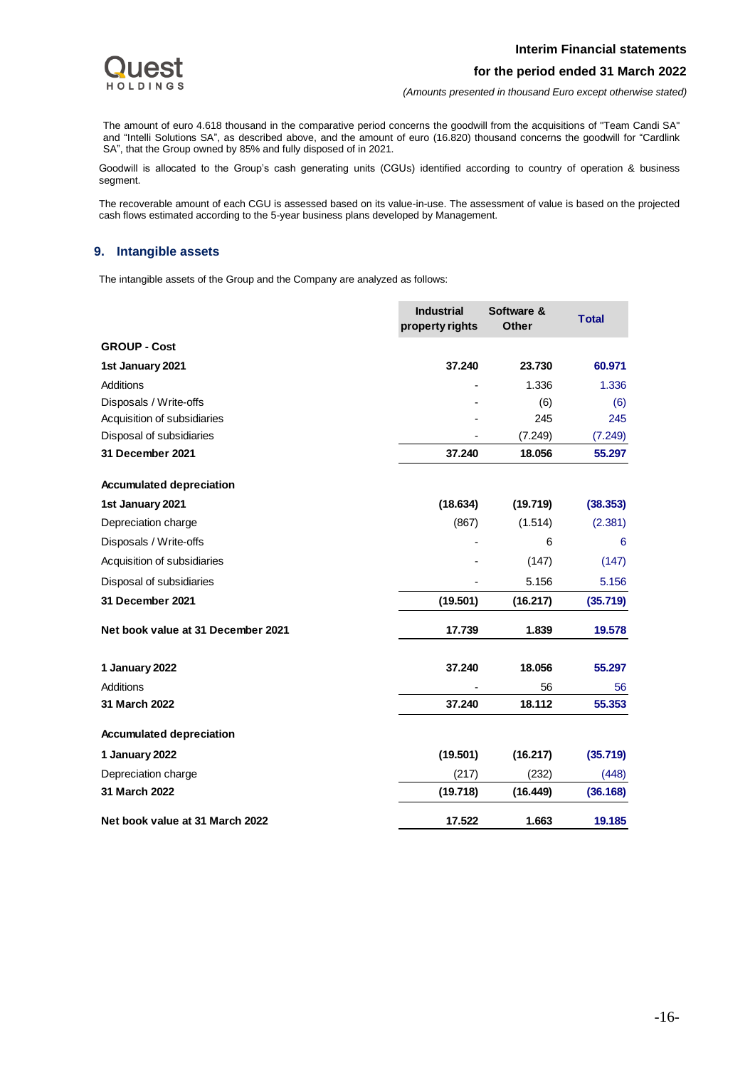The amount of euro 4.618 thousand in the comparative period concerns the goodwill from the acquisitions of "Team Candi SA" and "Intelli Solutions SA", as described above, and the amount of euro (16.820) thousand concerns the goodwill for "Cardlink SA", that the Group owned by 85% and fully disposed of in 2021.

Goodwill is allocated to the Group's cash generating units (CGUs) identified according to country of operation & business segment.

The recoverable amount of each CGU is assessed based on its value-in-use. The assessment of value is based on the projected cash flows estimated according to the 5-year business plans developed by Management.

## 9. Intangible assets

The intangible assets of the Group and the Company are analyzed as follows:

| | Industrial property rights | Software & Other | Total |
|---|---|---|---|
| **GROUP - Cost** | | | |
| **1st January 2021** | **37.240** | **23.730** | **60.971** |
| Additions | - | 1.336 | 1.336 |
| Disposals / Write-offs | - | (6) | (6) |
| Acquisition of subsidiaries | - | 245 | 245 |
| Disposal of subsidiaries | - | (7.249) | (7.249) |
| **31 December 2021** | **37.240** | **18.056** | **55.297** |
| | | | |
| **Accumulated depreciation** | | | |
| **1st January 2021** | **(18.634)** | **(19.719)** | **(38.353)** |
| Depreciation charge | (867) | (1.514) | (2.381) |
| Disposals / Write-offs | - | 6 | 6 |
| Acquisition of subsidiaries | - | (147) | (147) |
| Disposal of subsidiaries | - | 5.156 | 5.156 |
| **31 December 2021** | **(19.501)** | **(16.217)** | **(35.719)** |
| | | | |
| **Net book value at 31 December 2021** | **17.739** | **1.839** | **19.578** |
| | | | |
| **1 January 2022** | **37.240** | **18.056** | **55.297** |
| Additions | - | 56 | 56 |
| **31 March 2022** | **37.240** | **18.112** | **55.353** |
| | | | |
| **Accumulated depreciation** | | | |
| **1 January 2022** | **(19.501)** | **(16.217)** | **(35.719)** |
| Depreciation charge | (217) | (232) | (448) |
| **31 March 2022** | **(19.718)** | **(16.449)** | **(36.168)** |
| | | | |
| **Net book value at 31 March 2022** | **17.522** | **1.663** | **19.185** |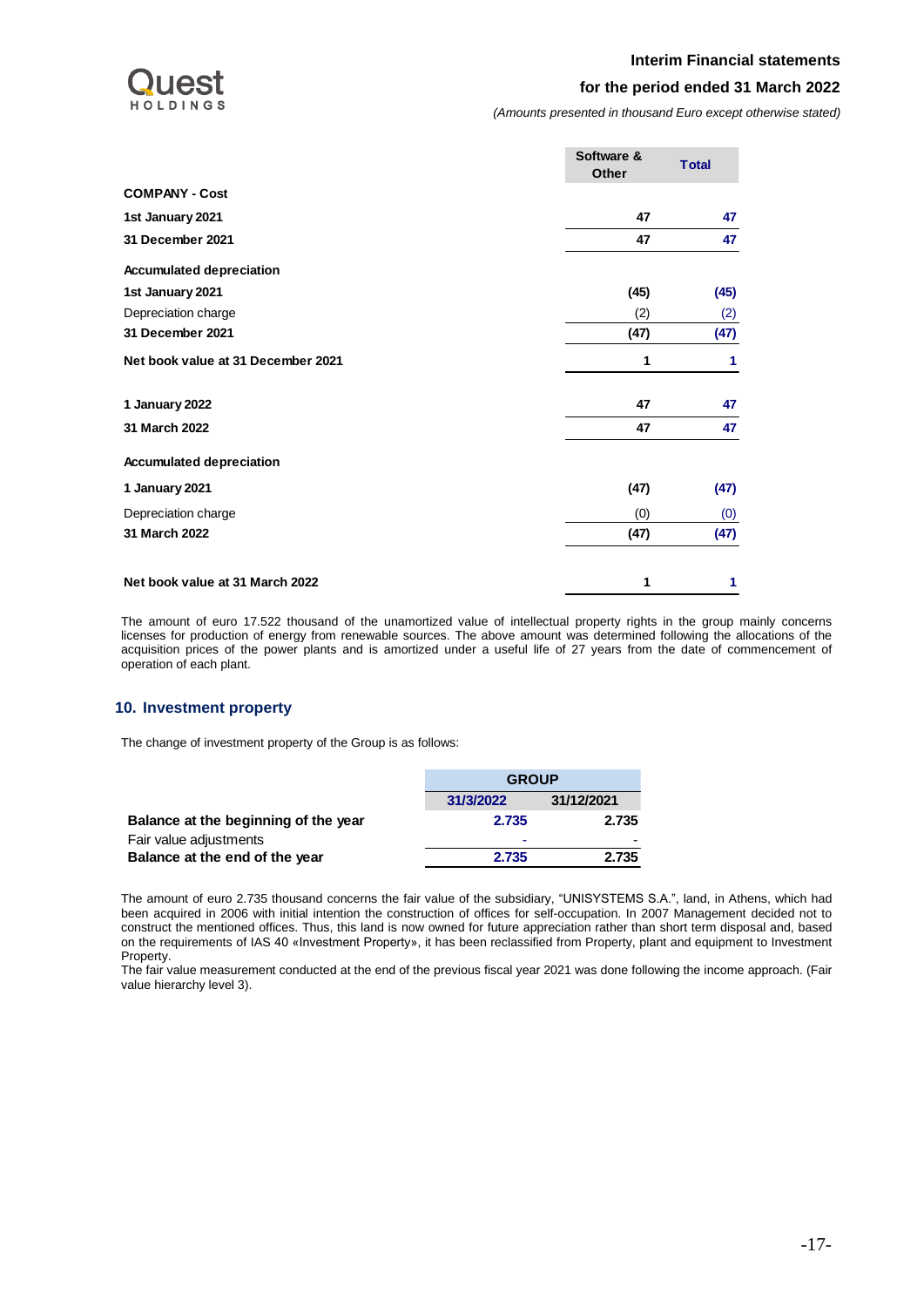|  | Software & Other | Total |
|---|---|---|
| **COMPANY - Cost** |  |  |
| **1st January 2021** | **47** | **47** |
| **31 December 2021** | **47** | **47** |
| **Accumulated depreciation** |  |  |
| **1st January 2021** | **(45)** | **(45)** |
| Depreciation charge | (2) | (2) |
| **31 December 2021** | **(47)** | **(47)** |
| **Net book value at 31 December 2021** | **1** | **1** |
| **1 January 2022** | **47** | **47** |
| **31 March 2022** | **47** | **47** |
| **Accumulated depreciation** |  |  |
| **1 January 2021** | **(47)** | **(47)** |
| Depreciation charge | (0) | (0) |
| **31 March 2022** | **(47)** | **(47)** |
| **Net book value at 31 March 2022** | **1** | **1** |

The amount of euro 17.522 thousand of the unamortized value of intellectual property rights in the group mainly concerns licenses for production of energy from renewable sources. The above amount was determined following the allocations of the acquisition prices of the power plants and is amortized under a useful life of 27 years from the date of commencement of operation of each plant.

## 10. Investment property

The change of investment property of the Group is as follows:

|  | GROUP |  |
|---|---|---|
|  | 31/3/2022 | 31/12/2021 |
| **Balance at the beginning of the year** | **2.735** | **2.735** |
| Fair value adjustments | - | - |
| **Balance at the end of the year** | **2.735** | **2.735** |

The amount of euro 2.735 thousand concerns the fair value of the subsidiary, "UNISYSTEMS S.A.", land, in Athens, which had been acquired in 2006 with initial intention the construction of offices for self-occupation. In 2007 Management decided not to construct the mentioned offices. Thus, this land is now owned for future appreciation rather than short term disposal and, based on the requirements of IAS 40 «Investment Property», it has been reclassified from Property, plant and equipment to Investment Property.

The fair value measurement conducted at the end of the previous fiscal year 2021 was done following the income approach. (Fair value hierarchy level 3).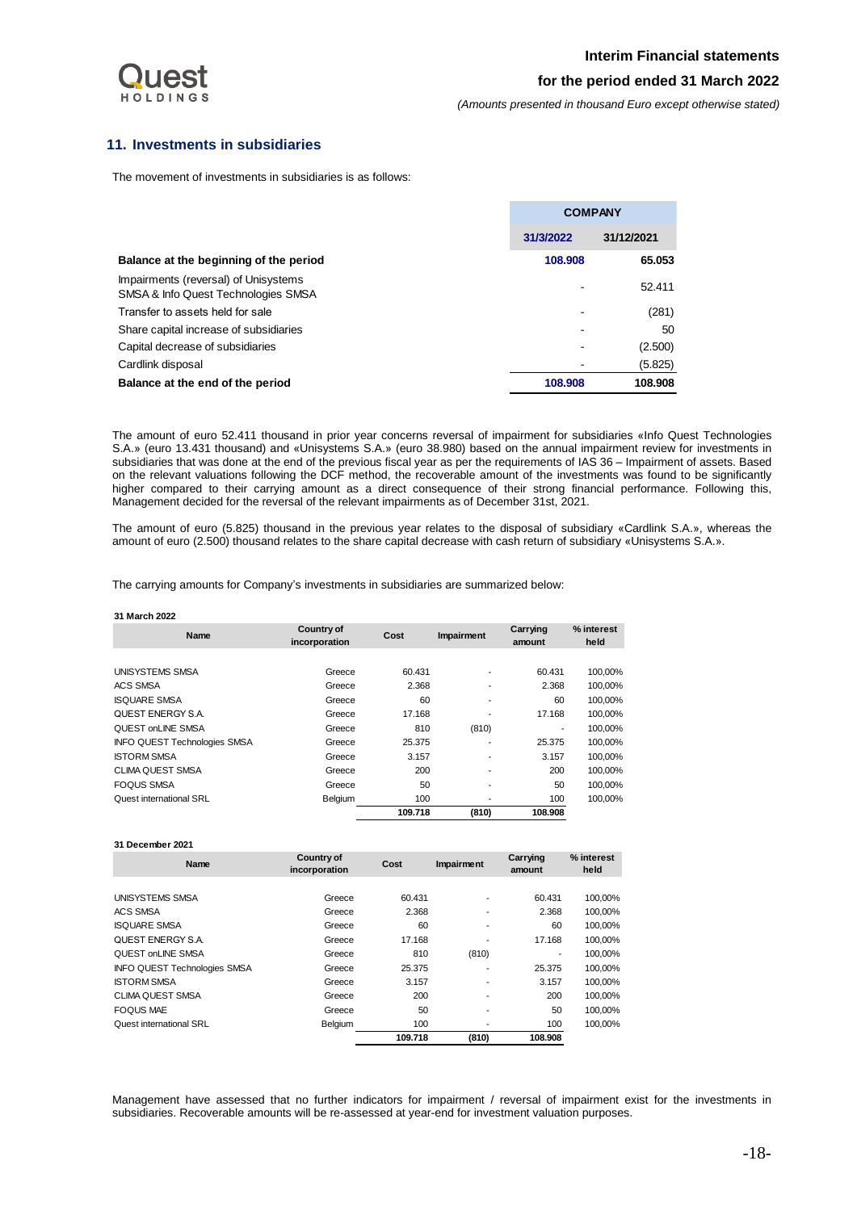## 11. Investments in subsidiaries

The movement of investments in subsidiaries is as follows:

| | COMPANY | |
|---|---|---|
| | 31/3/2022 | 31/12/2021 |
| **Balance at the beginning of the period** | **108.908** | **65.053** |
| Impairments (reversal) of Unisystems SMSA & Info Quest Technologies SMSA | - | 52.411 |
| Transfer to assets held for sale | - | (281) |
| Share capital increase of subsidiaries | - | 50 |
| Capital decrease of subsidiaries | - | (2.500) |
| Cardlink disposal | - | (5.825) |
| **Balance at the end of the period** | **108.908** | **108.908** |

The amount of euro 52.411 thousand in prior year concerns reversal of impairment for subsidiaries «Info Quest Technologies S.A.» (euro 13.431 thousand) and «Unisystems S.A.» (euro 38.980) based on the annual impairment review for investments in subsidiaries that was done at the end of the previous fiscal year as per the requirements of IAS 36 – Impairment of assets. Based on the relevant valuations following the DCF method, the recoverable amount of the investments was found to be significantly higher compared to their carrying amount as a direct consequence of their strong financial performance. Following this, Management decided for the reversal of the relevant impairments as of December 31st, 2021.

The amount of euro (5.825) thousand in the previous year relates to the disposal of subsidiary «Cardlink S.A.», whereas the amount of euro (2.500) thousand relates to the share capital decrease with cash return of subsidiary «Unisystems S.A.».

The carrying amounts for Company's investments in subsidiaries are summarized below:

**31 March 2022**

| Name | Country of incorporation | Cost | Impairment | Carrying amount | % interest held |
|---|---|---|---|---|---|
| UNISYSTEMS SMSA | Greece | 60.431 | - | 60.431 | 100,00% |
| ACS SMSA | Greece | 2.368 | - | 2.368 | 100,00% |
| ISQUARE SMSA | Greece | 60 | - | 60 | 100,00% |
| QUEST ENERGY S.A. | Greece | 17.168 | - | 17.168 | 100,00% |
| QUEST onLINE SMSA | Greece | 810 | (810) | - | 100,00% |
| INFO QUEST Technologies SMSA | Greece | 25.375 | - | 25.375 | 100,00% |
| ISTORM SMSA | Greece | 3.157 | - | 3.157 | 100,00% |
| CLIMA QUEST SMSA | Greece | 200 | - | 200 | 100,00% |
| FOQUS SMSA | Greece | 50 | - | 50 | 100,00% |
| Quest international SRL | Belgium | 100 | - | 100 | 100,00% |
| | | **109.718** | **(810)** | **108.908** | |

**31 December 2021**

| Name | Country of incorporation | Cost | Impairment | Carrying amount | % interest held |
|---|---|---|---|---|---|
| UNISYSTEMS SMSA | Greece | 60.431 | - | 60.431 | 100,00% |
| ACS SMSA | Greece | 2.368 | - | 2.368 | 100,00% |
| ISQUARE SMSA | Greece | 60 | - | 60 | 100,00% |
| QUEST ENERGY S.A. | Greece | 17.168 | - | 17.168 | 100,00% |
| QUEST onLINE SMSA | Greece | 810 | (810) | - | 100,00% |
| INFO QUEST Technologies SMSA | Greece | 25.375 | - | 25.375 | 100,00% |
| ISTORM SMSA | Greece | 3.157 | - | 3.157 | 100,00% |
| CLIMA QUEST SMSA | Greece | 200 | - | 200 | 100,00% |
| FOQUS MAE | Greece | 50 | - | 50 | 100,00% |
| Quest international SRL | Belgium | 100 | - | 100 | 100,00% |
| | | **109.718** | **(810)** | **108.908** | |

Management have assessed that no further indicators for impairment / reversal of impairment exist for the investments in subsidiaries. Recoverable amounts will be re-assessed at year-end for investment valuation purposes.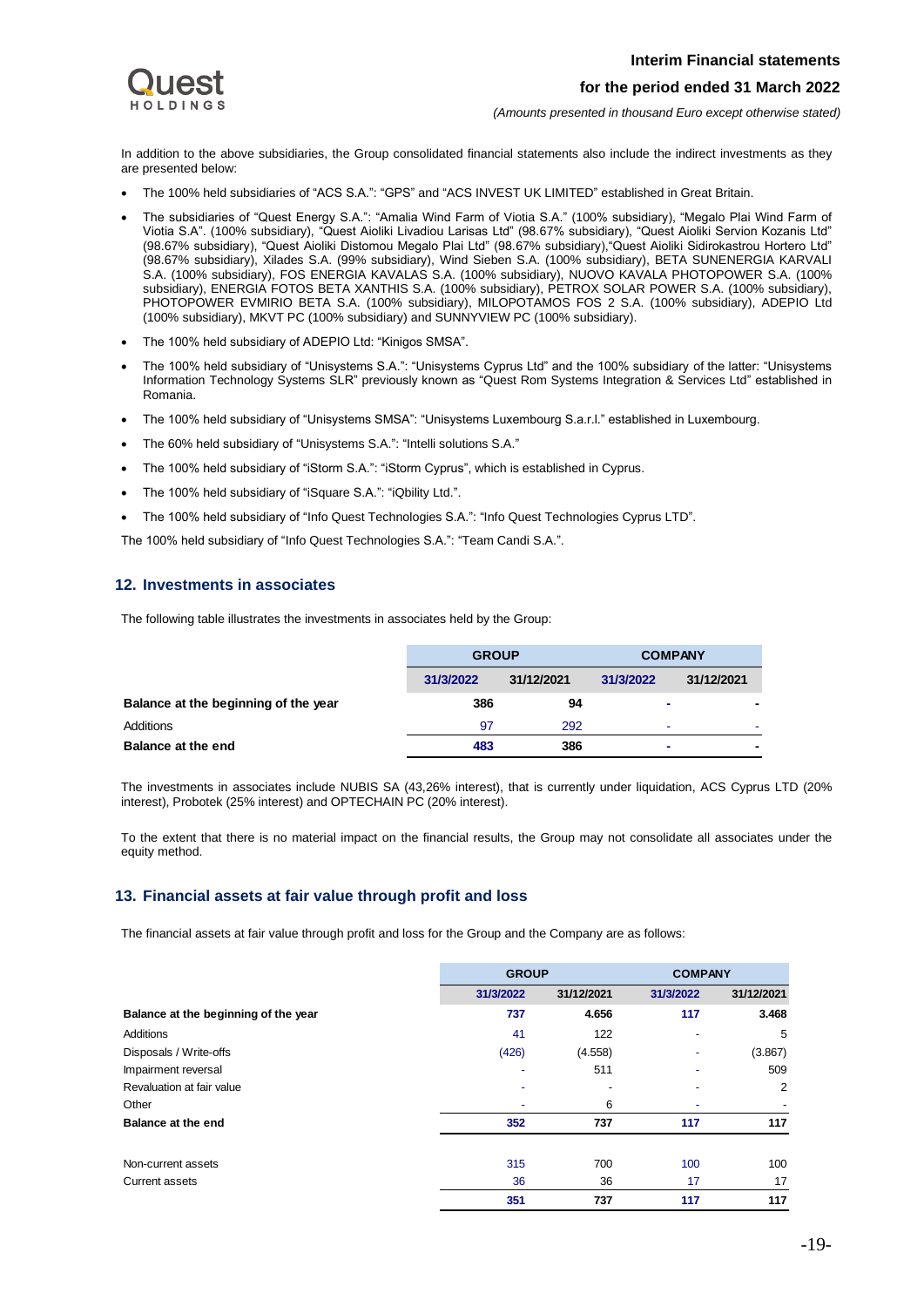In addition to the above subsidiaries, the Group consolidated financial statements also include the indirect investments as they are presented below:

- The 100% held subsidiaries of "ACS S.A.": "GPS" and "ACS INVEST UK LIMITED" established in Great Britain.
- The subsidiaries of "Quest Energy S.A.": "Amalia Wind Farm of Viotia S.A." (100% subsidiary), "Megalo Plai Wind Farm of Viotia S.A". (100% subsidiary), "Quest Aioliki Livadiou Larisas Ltd" (98.67% subsidiary), "Quest Aioliki Servion Kozanis Ltd" (98.67% subsidiary), "Quest Aioliki Distomou Megalo Plai Ltd" (98.67% subsidiary),"Quest Aioliki Sidirokastrou Hortero Ltd" (98.67% subsidiary), Xilades S.A. (99% subsidiary), Wind Sieben S.A. (100% subsidiary), BETA SUNENERGIA KARVALI S.A. (100% subsidiary), FOS ENERGIA KAVALAS S.A. (100% subsidiary), NUOVO KAVALA PHOTOPOWER S.A. (100% subsidiary), ENERGIA FOTOS BETA XANTHIS S.A. (100% subsidiary), PETROX SOLAR POWER S.A. (100% subsidiary), PHOTOPOWER EVMIRIO BETA S.A. (100% subsidiary), MILOPOTAMOS FOS 2 S.A. (100% subsidiary), ADEPIO Ltd (100% subsidiary), MKVT PC (100% subsidiary) and SUNNYVIEW PC (100% subsidiary).
- The 100% held subsidiary of ADEPIO Ltd: "Kinigos SMSA".
- The 100% held subsidiary of "Unisystems S.A.": "Unisystems Cyprus Ltd" and the 100% subsidiary of the latter: "Unisystems Information Technology Systems SLR" previously known as "Quest Rom Systems Integration & Services Ltd" established in Romania.
- The 100% held subsidiary of "Unisystems SMSA": "Unisystems Luxembourg S.a.r.l." established in Luxembourg.
- The 60% held subsidiary of "Unisystems S.A.": "Intelli solutions S.A."
- The 100% held subsidiary of "iStorm S.A.": "iStorm Cyprus", which is established in Cyprus.
- The 100% held subsidiary of "iSquare S.A.": "iQbility Ltd.".
- The 100% held subsidiary of "Info Quest Technologies S.A.": "Info Quest Technologies Cyprus LTD".

The 100% held subsidiary of "Info Quest Technologies S.A.": "Team Candi S.A.".

## 12. Investments in associates

The following table illustrates the investments in associates held by the Group:

| | GROUP | | COMPANY | |
|---|---|---|---|---|
| | 31/3/2022 | 31/12/2021 | 31/3/2022 | 31/12/2021 |
| **Balance at the beginning of the year** | **386** | **94** | **-** | **-** |
| Additions | 97 | 292 | - | - |
| **Balance at the end** | **483** | **386** | **-** | **-** |

The investments in associates include NUBIS SA (43,26% interest), that is currently under liquidation, ACS Cyprus LTD (20% interest), Probotek (25% interest) and OPTECHAIN PC (20% interest).

To the extent that there is no material impact on the financial results, the Group may not consolidate all associates under the equity method.

## 13. Financial assets at fair value through profit and loss

The financial assets at fair value through profit and loss for the Group and the Company are as follows:

| | GROUP | | COMPANY | |
|---|---|---|---|---|
| | 31/3/2022 | 31/12/2021 | 31/3/2022 | 31/12/2021 |
| **Balance at the beginning of the year** | **737** | **4.656** | **117** | **3.468** |
| Additions | 41 | 122 | - | 5 |
| Disposals / Write-offs | (426) | (4.558) | - | (3.867) |
| Impairment reversal | - | 511 | - | 509 |
| Revaluation at fair value | - | - | - | 2 |
| Other | - | 6 | - | - |
| **Balance at the end** | **352** | **737** | **117** | **117** |
| | | | | |
| Non-current assets | 315 | 700 | 100 | 100 |
| Current assets | 36 | 36 | 17 | 17 |
| | **351** | **737** | **117** | **117** |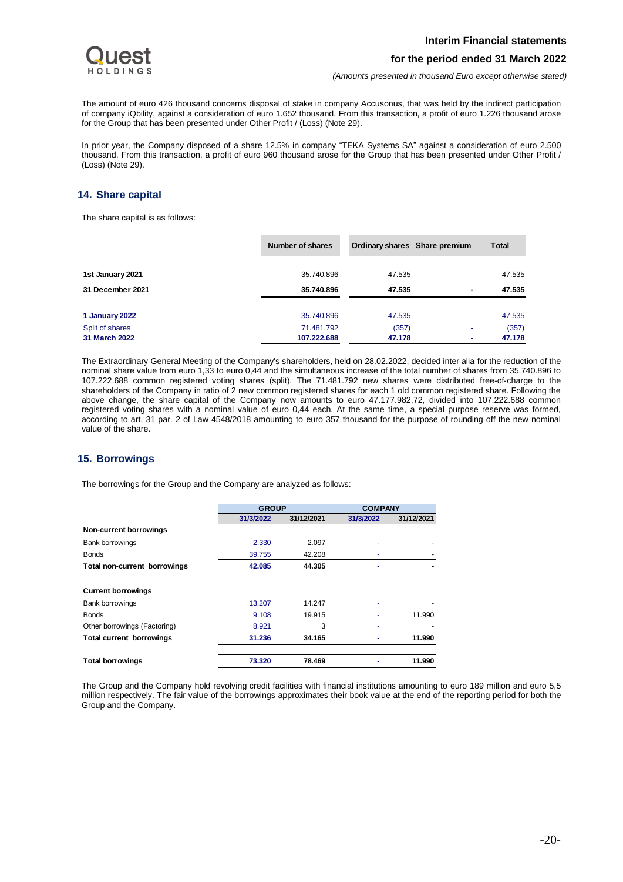The amount of euro 426 thousand concerns disposal of stake in company Accusonus, that was held by the indirect participation of company iQbility, against a consideration of euro 1.652 thousand. From this transaction, a profit of euro 1.226 thousand arose for the Group that has been presented under Other Profit / (Loss) (Note 29).

In prior year, the Company disposed of a share 12.5% in company "TEKA Systems SA" against a consideration of euro 2.500 thousand. From this transaction, a profit of euro 960 thousand arose for the Group that has been presented under Other Profit / (Loss) (Note 29).

## 14. Share capital

The share capital is as follows:

| | Number of shares | Ordinary shares | Share premium | Total |
|---|---|---|---|---|
| **1st January 2021** | 35.740.896 | 47.535 | - | 47.535 |
| **31 December 2021** | **35.740.896** | **47.535** | **-** | **47.535** |
| **1 January 2022** | 35.740.896 | 47.535 | - | 47.535 |
| Split of shares | 71.481.792 | (357) | - | (357) |
| **31 March 2022** | **107.222.688** | **47.178** | **-** | **47.178** |

The Extraordinary General Meeting of the Company's shareholders, held on 28.02.2022, decided inter alia for the reduction of the nominal share value from euro 1,33 to euro 0,44 and the simultaneous increase of the total number of shares from 35.740.896 to 107.222.688 common registered voting shares (split). The 71.481.792 new shares were distributed free-of-charge to the shareholders of the Company in ratio of 2 new common registered shares for each 1 old common registered share. Following the above change, the share capital of the Company now amounts to euro 47.177.982,72, divided into 107.222.688 common registered voting shares with a nominal value of euro 0,44 each. At the same time, a special purpose reserve was formed, according to art. 31 par. 2 of Law 4548/2018 amounting to euro 357 thousand for the purpose of rounding off the new nominal value of the share.

## 15. Borrowings

The borrowings for the Group and the Company are analyzed as follows:

| | GROUP | | COMPANY | |
|---|---|---|---|---|
| | 31/3/2022 | 31/12/2021 | 31/3/2022 | 31/12/2021 |
| **Non-current borrowings** | | | | |
| Bank borrowings | 2.330 | 2.097 | - | - |
| Bonds | 39.755 | 42.208 | - | - |
| **Total non-current borrowings** | **42.085** | **44.305** | **-** | **-** |
| **Current borrowings** | | | | |
| Bank borrowings | 13.207 | 14.247 | - | - |
| Bonds | 9.108 | 19.915 | - | 11.990 |
| Other borrowings (Factoring) | 8.921 | 3 | - | - |
| **Total current borrowings** | **31.236** | **34.165** | **-** | **11.990** |
| **Total borrowings** | **73.320** | **78.469** | **-** | **11.990** |

The Group and the Company hold revolving credit facilities with financial institutions amounting to euro 189 million and euro 5,5 million respectively. The fair value of the borrowings approximates their book value at the end of the reporting period for both the Group and the Company.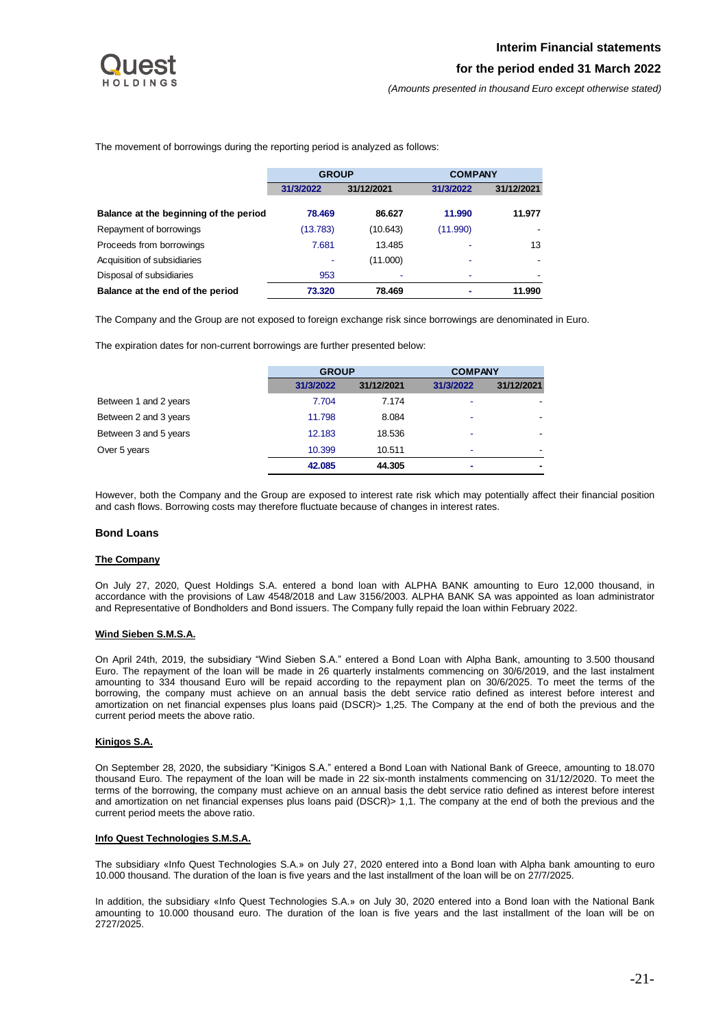The movement of borrowings during the reporting period is analyzed as follows:

| | GROUP | | COMPANY | |
|---|---|---|---|---|
| | 31/3/2022 | 31/12/2021 | 31/3/2022 | 31/12/2021 |
| **Balance at the beginning of the period** | **78.469** | **86.627** | **11.990** | **11.977** |
| Repayment of borrowings | (13.783) | (10.643) | (11.990) | - |
| Proceeds from borrowings | 7.681 | 13.485 | - | 13 |
| Acquisition of subsidiaries | - | (11.000) | - | - |
| Disposal of subsidiaries | 953 | - | - | - |
| **Balance at the end of the period** | **73.320** | **78.469** | **-** | **11.990** |

The Company and the Group are not exposed to foreign exchange risk since borrowings are denominated in Euro.

The expiration dates for non-current borrowings are further presented below:

| | GROUP | | COMPANY | |
|---|---|---|---|---|
| | 31/3/2022 | 31/12/2021 | 31/3/2022 | 31/12/2021 |
| Between 1 and 2 years | 7.704 | 7.174 | - | - |
| Between 2 and 3 years | 11.798 | 8.084 | - | - |
| Between 3 and 5 years | 12.183 | 18.536 | - | - |
| Over 5 years | 10.399 | 10.511 | - | - |
| | **42.085** | **44.305** | **-** | **-** |

However, both the Company and the Group are exposed to interest rate risk which may potentially affect their financial position and cash flows. Borrowing costs may therefore fluctuate because of changes in interest rates.

### Bond Loans

**The Company**

On July 27, 2020, Quest Holdings S.A. entered a bond loan with ALPHA BANK amounting to Euro 12,000 thousand, in accordance with the provisions of Law 4548/2018 and Law 3156/2003. ALPHA BANK SA was appointed as loan administrator and Representative of Bondholders and Bond issuers. The Company fully repaid the loan within February 2022.

**Wind Sieben S.M.S.A.**

On April 24th, 2019, the subsidiary "Wind Sieben S.A." entered a Bond Loan with Alpha Bank, amounting to 3.500 thousand Euro. The repayment of the loan will be made in 26 quarterly instalments commencing on 30/6/2019, and the last instalment amounting to 334 thousand Euro will be repaid according to the repayment plan on 30/6/2025. To meet the terms of the borrowing, the company must achieve on an annual basis the debt service ratio defined as interest before interest and amortization on net financial expenses plus loans paid (DSCR)> 1,25. The Company at the end of both the previous and the current period meets the above ratio.

**Kinigos S.A.**

On September 28, 2020, the subsidiary "Kinigos S.A." entered a Bond Loan with National Bank of Greece, amounting to 18.070 thousand Euro. The repayment of the loan will be made in 22 six-month instalments commencing on 31/12/2020. To meet the terms of the borrowing, the company must achieve on an annual basis the debt service ratio defined as interest before interest and amortization on net financial expenses plus loans paid (DSCR)> 1,1. The company at the end of both the previous and the current period meets the above ratio.

**Info Quest Technologies S.M.S.A.**

The subsidiary «Info Quest Technologies S.A.» on July 27, 2020 entered into a Bond loan with Alpha bank amounting to euro 10.000 thousand. The duration of the loan is five years and the last installment of the loan will be on 27/7/2025.

In addition, the subsidiary «Info Quest Technologies S.A.» on July 30, 2020 entered into a Bond loan with the National Bank amounting to 10.000 thousand euro. The duration of the loan is five years and the last installment of the loan will be on 2727/2025.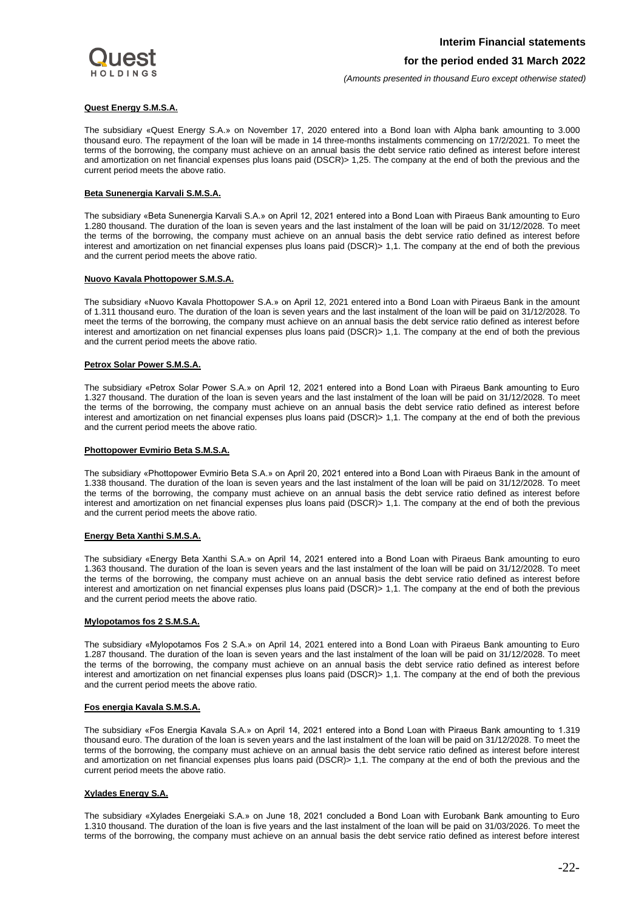**Quest Energy S.M.S.A.**

The subsidiary «Quest Energy S.A.» on November 17, 2020 entered into a Bond loan with Alpha bank amounting to 3.000 thousand euro. The repayment of the loan will be made in 14 three-months instalments commencing on 17/2/2021. To meet the terms of the borrowing, the company must achieve on an annual basis the debt service ratio defined as interest before interest and amortization on net financial expenses plus loans paid (DSCR)> 1,25. The company at the end of both the previous and the current period meets the above ratio.

**Beta Sunenergia Karvali S.M.S.A.**

The subsidiary «Beta Sunenergia Karvali S.A.» on April 12, 2021 entered into a Bond Loan with Piraeus Bank amounting to Euro 1.280 thousand. The duration of the loan is seven years and the last instalment of the loan will be paid on 31/12/2028. To meet the terms of the borrowing, the company must achieve on an annual basis the debt service ratio defined as interest before interest and amortization on net financial expenses plus loans paid (DSCR)> 1,1. The company at the end of both the previous and the current period meets the above ratio.

**Nuovo Kavala Phottopower S.M.S.A.**

The subsidiary «Nuovo Kavala Phottopower S.A.» on April 12, 2021 entered into a Bond Loan with Piraeus Bank in the amount of 1.311 thousand euro. The duration of the loan is seven years and the last instalment of the loan will be paid on 31/12/2028. To meet the terms of the borrowing, the company must achieve on an annual basis the debt service ratio defined as interest before interest and amortization on net financial expenses plus loans paid (DSCR)> 1,1. The company at the end of both the previous and the current period meets the above ratio.

**Petrox Solar Power S.M.S.A.**

The subsidiary «Petrox Solar Power S.A.» on April 12, 2021 entered into a Bond Loan with Piraeus Bank amounting to Euro 1.327 thousand. The duration of the loan is seven years and the last instalment of the loan will be paid on 31/12/2028. To meet the terms of the borrowing, the company must achieve on an annual basis the debt service ratio defined as interest before interest and amortization on net financial expenses plus loans paid (DSCR)> 1,1. The company at the end of both the previous and the current period meets the above ratio.

**Phottopower Evmirio Beta S.M.S.A.**

The subsidiary «Phottopower Evmirio Beta S.A.» on April 20, 2021 entered into a Bond Loan with Piraeus Bank in the amount of 1.338 thousand. The duration of the loan is seven years and the last instalment of the loan will be paid on 31/12/2028. To meet the terms of the borrowing, the company must achieve on an annual basis the debt service ratio defined as interest before interest and amortization on net financial expenses plus loans paid (DSCR)> 1,1. The company at the end of both the previous and the current period meets the above ratio.

**Energy Beta Xanthi S.M.S.A.**

The subsidiary «Energy Beta Xanthi S.A.» on April 14, 2021 entered into a Bond Loan with Piraeus Bank amounting to euro 1.363 thousand. The duration of the loan is seven years and the last instalment of the loan will be paid on 31/12/2028. To meet the terms of the borrowing, the company must achieve on an annual basis the debt service ratio defined as interest before interest and amortization on net financial expenses plus loans paid (DSCR)> 1,1. The company at the end of both the previous and the current period meets the above ratio.

**Mylopotamos fos 2 S.M.S.A.**

The subsidiary «Mylopotamos Fos 2 S.A.» on April 14, 2021 entered into a Bond Loan with Piraeus Bank amounting to Euro 1.287 thousand. The duration of the loan is seven years and the last instalment of the loan will be paid on 31/12/2028. To meet the terms of the borrowing, the company must achieve on an annual basis the debt service ratio defined as interest before interest and amortization on net financial expenses plus loans paid (DSCR)> 1,1. The company at the end of both the previous and the current period meets the above ratio.

**Fos energia Kavala S.M.S.A.**

The subsidiary «Fos Energia Kavala S.A.» on April 14, 2021 entered into a Bond Loan with Piraeus Bank amounting to 1.319 thousand euro. The duration of the loan is seven years and the last instalment of the loan will be paid on 31/12/2028. To meet the terms of the borrowing, the company must achieve on an annual basis the debt service ratio defined as interest before interest and amortization on net financial expenses plus loans paid (DSCR)> 1,1. The company at the end of both the previous and the current period meets the above ratio.

**Xylades Energy S.A.**

The subsidiary «Xylades Energeiaki S.A.» on June 18, 2021 concluded a Bond Loan with Eurobank Bank amounting to Euro 1.310 thousand. The duration of the loan is five years and the last instalment of the loan will be paid on 31/03/2026. To meet the terms of the borrowing, the company must achieve on an annual basis the debt service ratio defined as interest before interest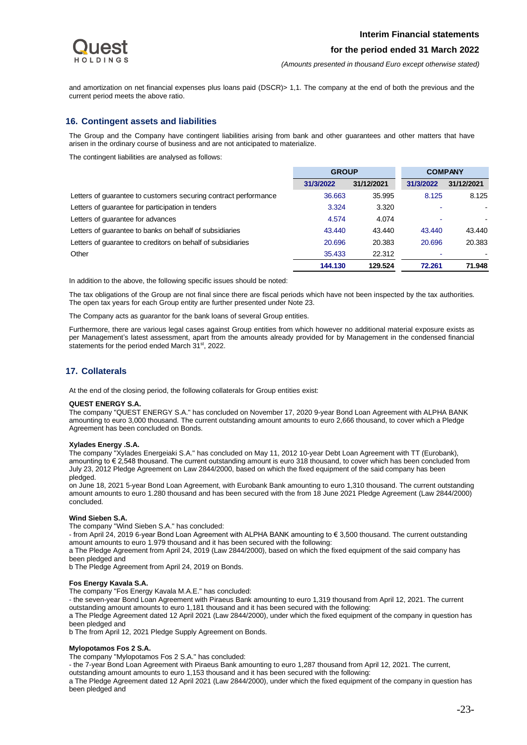and amortization on net financial expenses plus loans paid (DSCR)> 1,1. The company at the end of both the previous and the current period meets the above ratio.

## 16. Contingent assets and liabilities

The Group and the Company have contingent liabilities arising from bank and other guarantees and other matters that have arisen in the ordinary course of business and are not anticipated to materialize.

The contingent liabilities are analysed as follows:

| | GROUP | | COMPANY | |
|---|---|---|---|---|
| | 31/3/2022 | 31/12/2021 | 31/3/2022 | 31/12/2021 |
| Letters of guarantee to customers securing contract performance | 36.663 | 35.995 | 8.125 | 8.125 |
| Letters of guarantee for participation in tenders | 3.324 | 3.320 | - | - |
| Letters of guarantee for advances | 4.574 | 4.074 | - | - |
| Letters of guarantee to banks on behalf of subsidiaries | 43.440 | 43.440 | 43.440 | 43.440 |
| Letters of guarantee to creditors on behalf of subsidiaries | 20.696 | 20.383 | 20.696 | 20.383 |
| Other | 35.433 | 22.312 | - | - |
| | **144.130** | **129.524** | **72.261** | **71.948** |

In addition to the above, the following specific issues should be noted:

The tax obligations of the Group are not final since there are fiscal periods which have not been inspected by the tax authorities. The open tax years for each Group entity are further presented under Note 23.

The Company acts as guarantor for the bank loans of several Group entities.

Furthermore, there are various legal cases against Group entities from which however no additional material exposure exists as per Management's latest assessment, apart from the amounts already provided for by Management in the condensed financial statements for the period ended March 31st, 2022.

## 17. Collaterals

At the end of the closing period, the following collaterals for Group entities exist:

**QUEST ENERGY S.A.**
The company "QUEST ENERGY S.A." has concluded on November 17, 2020 9-year Bond Loan Agreement with ALPHA BANK amounting to euro 3,000 thousand. The current outstanding amount amounts to euro 2,666 thousand, to cover which a Pledge Agreement has been concluded on Bonds.

**Xylades Energy .S.A.**
The company "Xylades Energeiaki S.A." has concluded on May 11, 2012 10-year Debt Loan Agreement with TT (Eurobank), amounting to € 2,548 thousand. The current outstanding amount is euro 318 thousand, to cover which has been concluded from July 23, 2012 Pledge Agreement on Law 2844/2000, based on which the fixed equipment of the said company has been pledged.
on June 18, 2021 5-year Bond Loan Agreement, with Eurobank Bank amounting to euro 1,310 thousand. The current outstanding amount amounts to euro 1.280 thousand and has been secured with the from 18 June 2021 Pledge Agreement (Law 2844/2000) concluded.

**Wind Sieben S.A.**
The company "Wind Sieben S.A." has concluded:
- from April 24, 2019 6-year Bond Loan Agreement with ALPHA BANK amounting to € 3,500 thousand. The current outstanding amount amounts to euro 1.979 thousand and it has been secured with the following:
a The Pledge Agreement from April 24, 2019 (Law 2844/2000), based on which the fixed equipment of the said company has been pledged and
b The Pledge Agreement from April 24, 2019 on Bonds.

**Fos Energy Kavala S.A.**
The company "Fos Energy Kavala M.A.E." has concluded:
- the seven-year Bond Loan Agreement with Piraeus Bank amounting to euro 1,319 thousand from April 12, 2021. The current outstanding amount amounts to euro 1,181 thousand and it has been secured with the following:
a The Pledge Agreement dated 12 April 2021 (Law 2844/2000), under which the fixed equipment of the company in question has been pledged and
b The from April 12, 2021 Pledge Supply Agreement on Bonds.

**Mylopotamos Fos 2 S.A.**
The company "Mylopotamos Fos 2 S.A." has concluded:
- the 7-year Bond Loan Agreement with Piraeus Bank amounting to euro 1,287 thousand from April 12, 2021. The current, outstanding amount amounts to euro 1,153 thousand and it has been secured with the following:
a The Pledge Agreement dated 12 April 2021 (Law 2844/2000), under which the fixed equipment of the company in question has been pledged and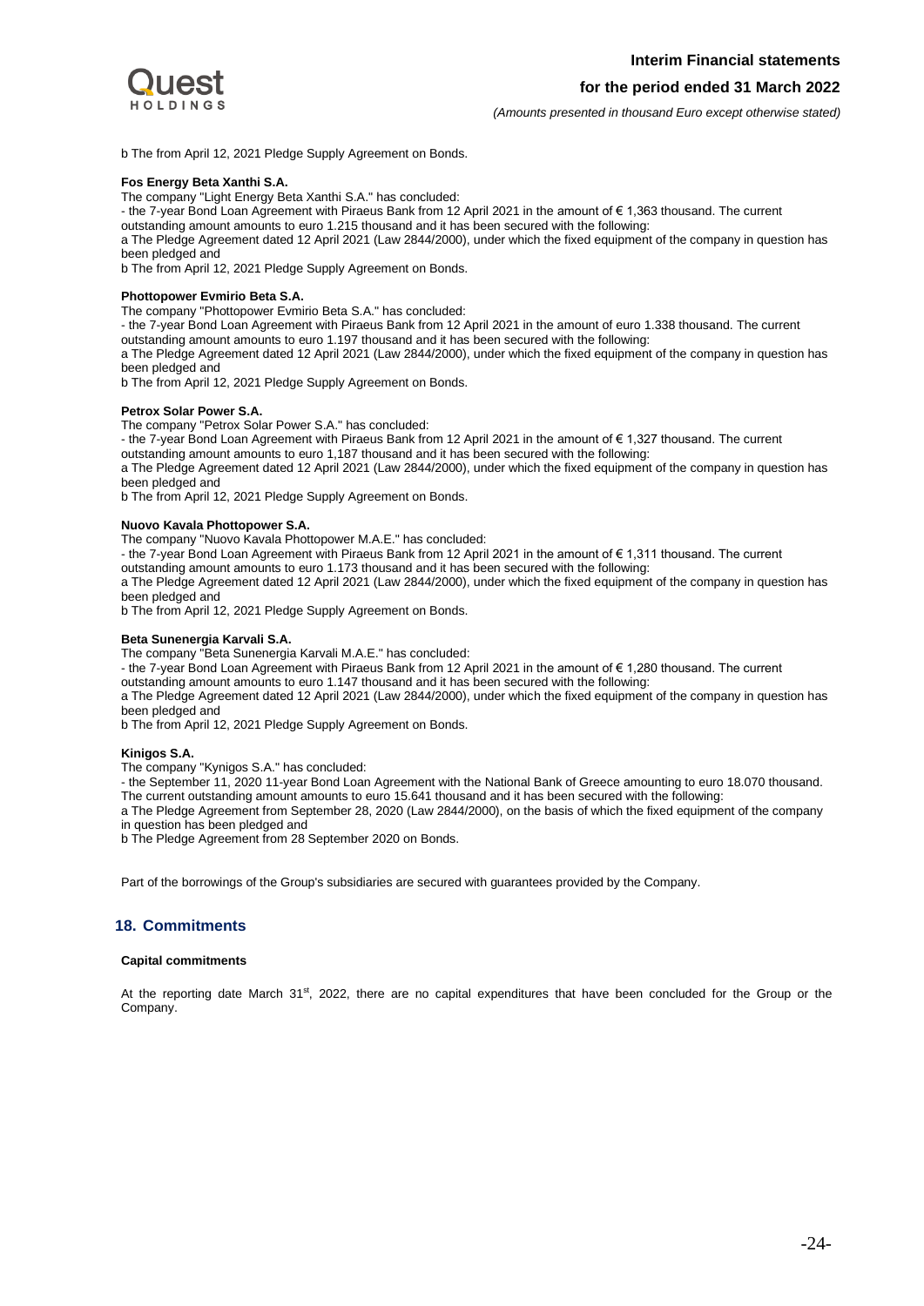b The from April 12, 2021 Pledge Supply Agreement on Bonds.

**Fos Energy Beta Xanthi S.A.**

The company "Light Energy Beta Xanthi S.A." has concluded:

- the 7-year Bond Loan Agreement with Piraeus Bank from 12 April 2021 in the amount of € 1,363 thousand. The current outstanding amount amounts to euro 1.215 thousand and it has been secured with the following:

a The Pledge Agreement dated 12 April 2021 (Law 2844/2000), under which the fixed equipment of the company in question has been pledged and

b The from April 12, 2021 Pledge Supply Agreement on Bonds.

**Phottopower Evmirio Beta S.A.**

The company "Phottopower Evmirio Beta S.A." has concluded:

- the 7-year Bond Loan Agreement with Piraeus Bank from 12 April 2021 in the amount of euro 1.338 thousand. The current outstanding amount amounts to euro 1.197 thousand and it has been secured with the following:

a The Pledge Agreement dated 12 April 2021 (Law 2844/2000), under which the fixed equipment of the company in question has been pledged and

b The from April 12, 2021 Pledge Supply Agreement on Bonds.

**Petrox Solar Power S.A.**

The company "Petrox Solar Power S.A." has concluded:

- the 7-year Bond Loan Agreement with Piraeus Bank from 12 April 2021 in the amount of € 1,327 thousand. The current outstanding amount amounts to euro 1,187 thousand and it has been secured with the following:

a The Pledge Agreement dated 12 April 2021 (Law 2844/2000), under which the fixed equipment of the company in question has been pledged and

b The from April 12, 2021 Pledge Supply Agreement on Bonds.

**Nuovo Kavala Phottopower S.A.**

The company "Nuovo Kavala Phottopower M.A.E." has concluded:

- the 7-year Bond Loan Agreement with Piraeus Bank from 12 April 2021 in the amount of € 1,311 thousand. The current outstanding amount amounts to euro 1.173 thousand and it has been secured with the following:

a The Pledge Agreement dated 12 April 2021 (Law 2844/2000), under which the fixed equipment of the company in question has been pledged and

b The from April 12, 2021 Pledge Supply Agreement on Bonds.

**Beta Sunenergia Karvali S.A.**

The company "Beta Sunenergia Karvali M.A.E." has concluded:

- the 7-year Bond Loan Agreement with Piraeus Bank from 12 April 2021 in the amount of € 1,280 thousand. The current outstanding amount amounts to euro 1.147 thousand and it has been secured with the following:

a The Pledge Agreement dated 12 April 2021 (Law 2844/2000), under which the fixed equipment of the company in question has been pledged and

b The from April 12, 2021 Pledge Supply Agreement on Bonds.

**Kinigos S.A.**

The company "Kynigos S.A." has concluded:

- the September 11, 2020 11-year Bond Loan Agreement with the National Bank of Greece amounting to euro 18.070 thousand. The current outstanding amount amounts to euro 15.641 thousand and it has been secured with the following:

a The Pledge Agreement from September 28, 2020 (Law 2844/2000), on the basis of which the fixed equipment of the company in question has been pledged and

b The Pledge Agreement from 28 September 2020 on Bonds.

Part of the borrowings of the Group's subsidiaries are secured with guarantees provided by the Company.

## 18. Commitments

**Capital commitments**

At the reporting date March 31st, 2022, there are no capital expenditures that have been concluded for the Group or the Company.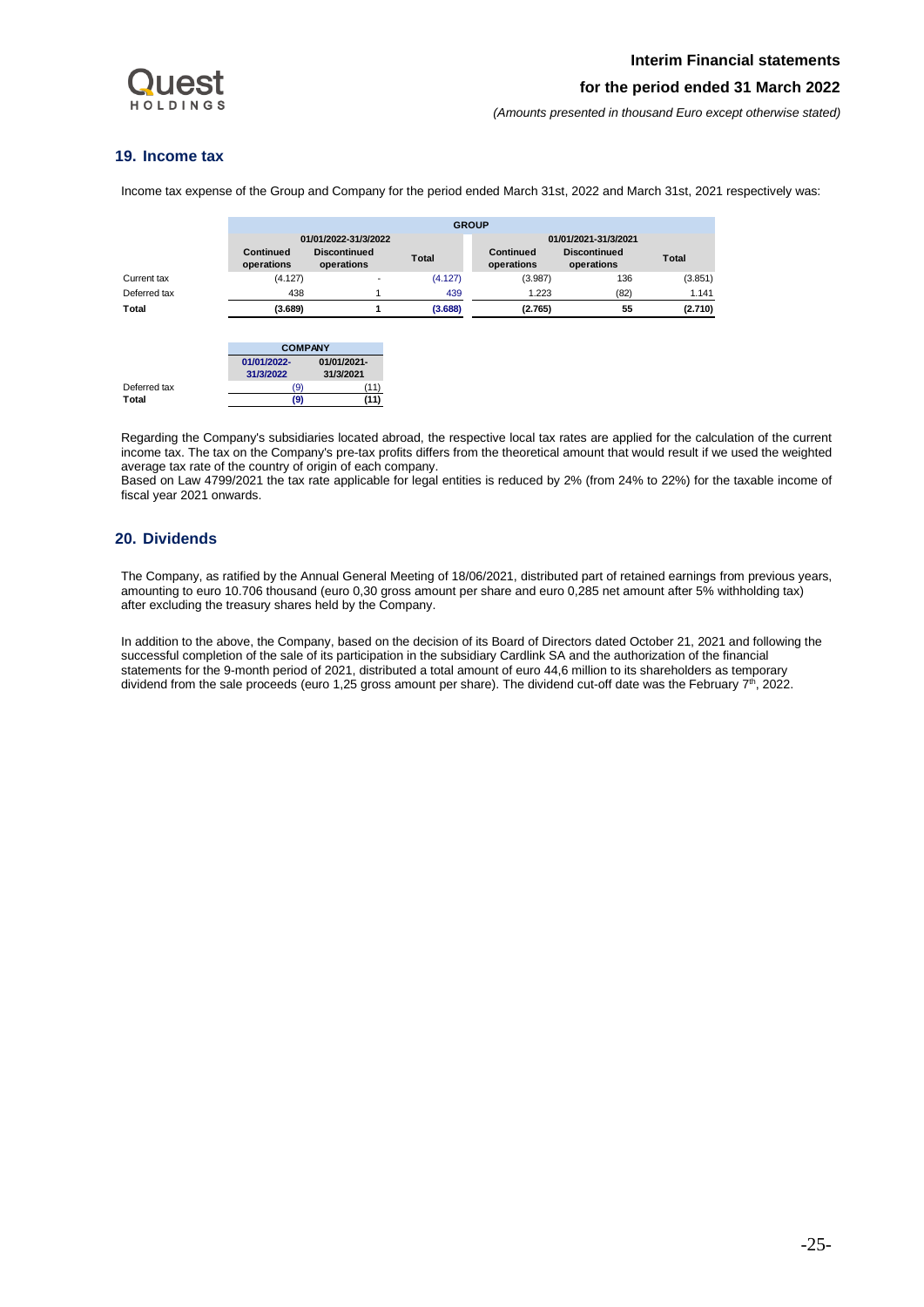## 19. Income tax

Income tax expense of the Group and Company for the period ended March 31st, 2022 and March 31st, 2021 respectively was:

| | GROUP | | | | | |
|---|---|---|---|---|---|---|
| | 01/01/2022-31/3/2022 | | | 01/01/2021-31/3/2021 | | |
| | Continued operations | Discontinued operations | Total | Continued operations | Discontinued operations | Total |
| Current tax | (4.127) | - | (4.127) | (3.987) | 136 | (3.851) |
| Deferred tax | 438 | 1 | 439 | 1.223 | (82) | 1.141 |
| **Total** | **(3.689)** | **1** | **(3.688)** | **(2.765)** | **55** | **(2.710)** |

| | COMPANY | |
|---|---|---|
| | 01/01/2022-31/3/2022 | 01/01/2021-31/3/2021 |
| Deferred tax | (9) | (11) |
| **Total** | **(9)** | **(11)** |

Regarding the Company's subsidiaries located abroad, the respective local tax rates are applied for the calculation of the current income tax. The tax on the Company's pre-tax profits differs from the theoretical amount that would result if we used the weighted average tax rate of the country of origin of each company.
Based on Law 4799/2021 the tax rate applicable for legal entities is reduced by 2% (from 24% to 22%) for the taxable income of fiscal year 2021 onwards.

## 20. Dividends

The Company, as ratified by the Annual General Meeting of 18/06/2021, distributed part of retained earnings from previous years, amounting to euro 10.706 thousand (euro 0,30 gross amount per share and euro 0,285 net amount after 5% withholding tax) after excluding the treasury shares held by the Company.

In addition to the above, the Company, based on the decision of its Board of Directors dated October 21, 2021 and following the successful completion of the sale of its participation in the subsidiary Cardlink SA and the authorization of the financial statements for the 9-month period of 2021, distributed a total amount of euro 44,6 million to its shareholders as temporary dividend from the sale proceeds (euro 1,25 gross amount per share). The dividend cut-off date was the February 7th, 2022.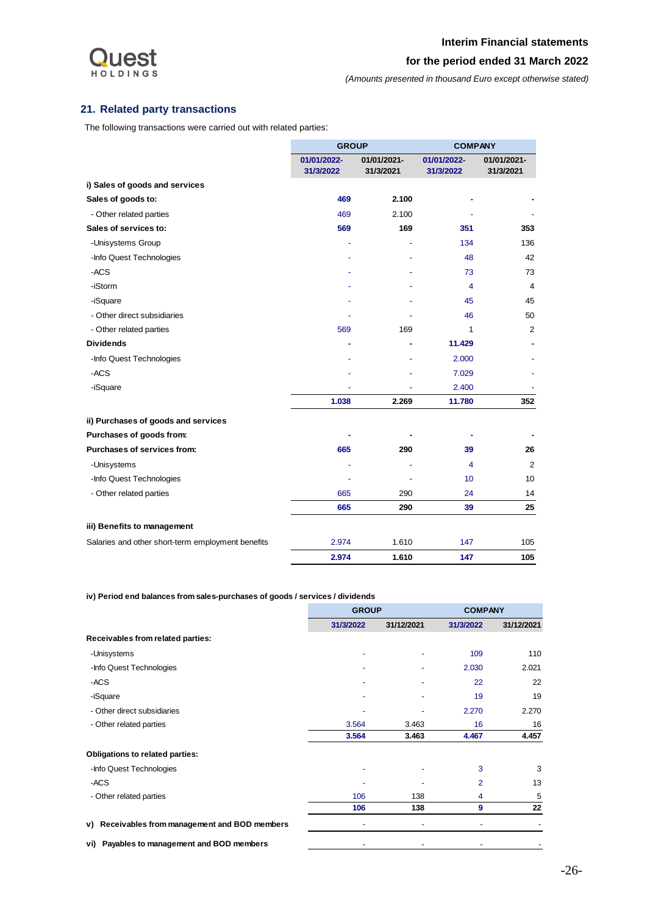## 21. Related party transactions

The following transactions were carried out with related parties:

| | GROUP | | COMPANY | |
|---|---|---|---|---|
| | 01/01/2022-31/3/2022 | 01/01/2021-31/3/2021 | 01/01/2022-31/3/2022 | 01/01/2021-31/3/2021 |
| **i) Sales of goods and services** | | | | |
| **Sales of goods to:** | **469** | **2.100** | **-** | **-** |
| - Other related parties | 469 | 2.100 | - | - |
| **Sales of services to:** | **569** | **169** | **351** | **353** |
| -Unisystems Group | - | - | 134 | 136 |
| -Info Quest Technologies | - | - | 48 | 42 |
| -ACS | - | - | 73 | 73 |
| -iStorm | - | - | 4 | 4 |
| -iSquare | - | - | 45 | 45 |
| - Other direct subsidiaries | - | - | 46 | 50 |
| - Other related parties | 569 | 169 | 1 | 2 |
| **Dividends** | **-** | **-** | **11.429** | **-** |
| -Info Quest Technologies | - | - | 2.000 | - |
| -ACS | - | - | 7.029 | - |
| -iSquare | - | - | 2.400 | - |
| | **1.038** | **2.269** | **11.780** | **352** |
| **ii) Purchases of goods and services** | | | | |
| **Purchases of goods from:** | **-** | **-** | **-** | **-** |
| **Purchases of services from:** | **665** | **290** | **39** | **26** |
| -Unisystems | - | - | 4 | 2 |
| -Info Quest Technologies | - | - | 10 | 10 |
| - Other related parties | 665 | 290 | 24 | 14 |
| | **665** | **290** | **39** | **25** |
| **iii) Benefits to management** | | | | |
| Salaries and other short-term employment benefits | 2.974 | 1.610 | 147 | 105 |
| | **2.974** | **1.610** | **147** | **105** |

**iv) Period end balances from sales-purchases of goods / services / dividends**

| | GROUP | | COMPANY | |
|---|---|---|---|---|
| | 31/3/2022 | 31/12/2021 | 31/3/2022 | 31/12/2021 |
| **Receivables from related parties:** | | | | |
| -Unisystems | - | - | 109 | 110 |
| -Info Quest Technologies | - | - | 2.030 | 2.021 |
| -ACS | - | - | 22 | 22 |
| -iSquare | - | - | 19 | 19 |
| - Other direct subsidiaries | - | - | 2.270 | 2.270 |
| - Other related parties | 3.564 | 3.463 | 16 | 16 |
| | **3.564** | **3.463** | **4.467** | **4.457** |
| **Obligations to related parties:** | | | | |
| -Info Quest Technologies | - | - | 3 | 3 |
| -ACS | - | - | 2 | 13 |
| - Other related parties | 106 | 138 | 4 | 5 |
| | **106** | **138** | **9** | **22** |
| **v) Receivables from management and BOD members** | - | - | - | - |
| **vi) Payables to management and BOD members** | - | - | - | - |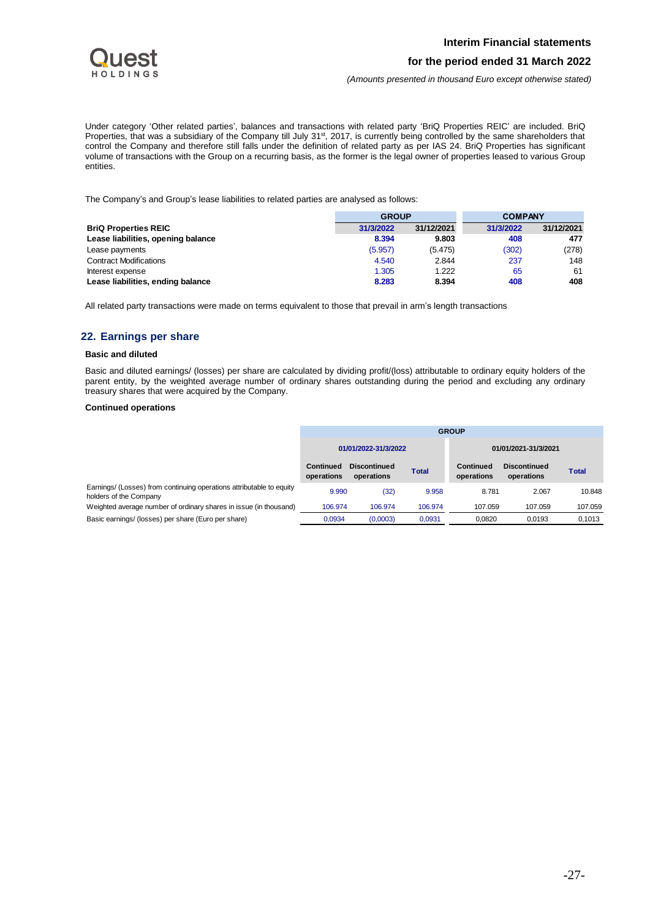Under category 'Other related parties', balances and transactions with related party 'BriQ Properties REIC' are included. BriQ Properties, that was a subsidiary of the Company till July 31st, 2017, is currently being controlled by the same shareholders that control the Company and therefore still falls under the definition of related party as per IAS 24. BriQ Properties has significant volume of transactions with the Group on a recurring basis, as the former is the legal owner of properties leased to various Group entities.

The Company's and Group's lease liabilities to related parties are analysed as follows:

| | GROUP | | COMPANY | |
|---|---|---|---|---|
| **BriQ Properties REIC** | **31/3/2022** | **31/12/2021** | **31/3/2022** | **31/12/2021** |
| **Lease liabilities, opening balance** | **8.394** | **9.803** | **408** | **477** |
| Lease payments | (5.957) | (5.475) | (302) | (278) |
| Contract Modifications | 4.540 | 2.844 | 237 | 148 |
| Interest expense | 1.305 | 1.222 | 65 | 61 |
| **Lease liabilities, ending balance** | **8.283** | **8.394** | **408** | **408** |

All related party transactions were made on terms equivalent to those that prevail in arm's length transactions

## 22. Earnings per share

### Basic and diluted

Basic and diluted earnings/ (losses) per share are calculated by dividing profit/(loss) attributable to ordinary equity holders of the parent entity, by the weighted average number of ordinary shares outstanding during the period and excluding any ordinary treasury shares that were acquired by the Company.

### Continued operations

| | GROUP | | | | | |
|---|---|---|---|---|---|---|
| | 01/01/2022-31/3/2022 | | | 01/01/2021-31/3/2021 | | |
| | Continued operations | Discontinued operations | Total | Continued operations | Discontinued operations | Total |
| Earnings/ (Losses) from continuing operations attributable to equity holders of the Company | 9.990 | (32) | 9.958 | 8.781 | 2.067 | 10.848 |
| Weighted average number of ordinary shares in issue (in thousand) | 106.974 | 106.974 | 106.974 | 107.059 | 107.059 | 107.059 |
| Basic earnings/ (losses) per share (Euro per share) | 0,0934 | (0,0003) | 0,0931 | 0,0820 | 0,0193 | 0,1013 |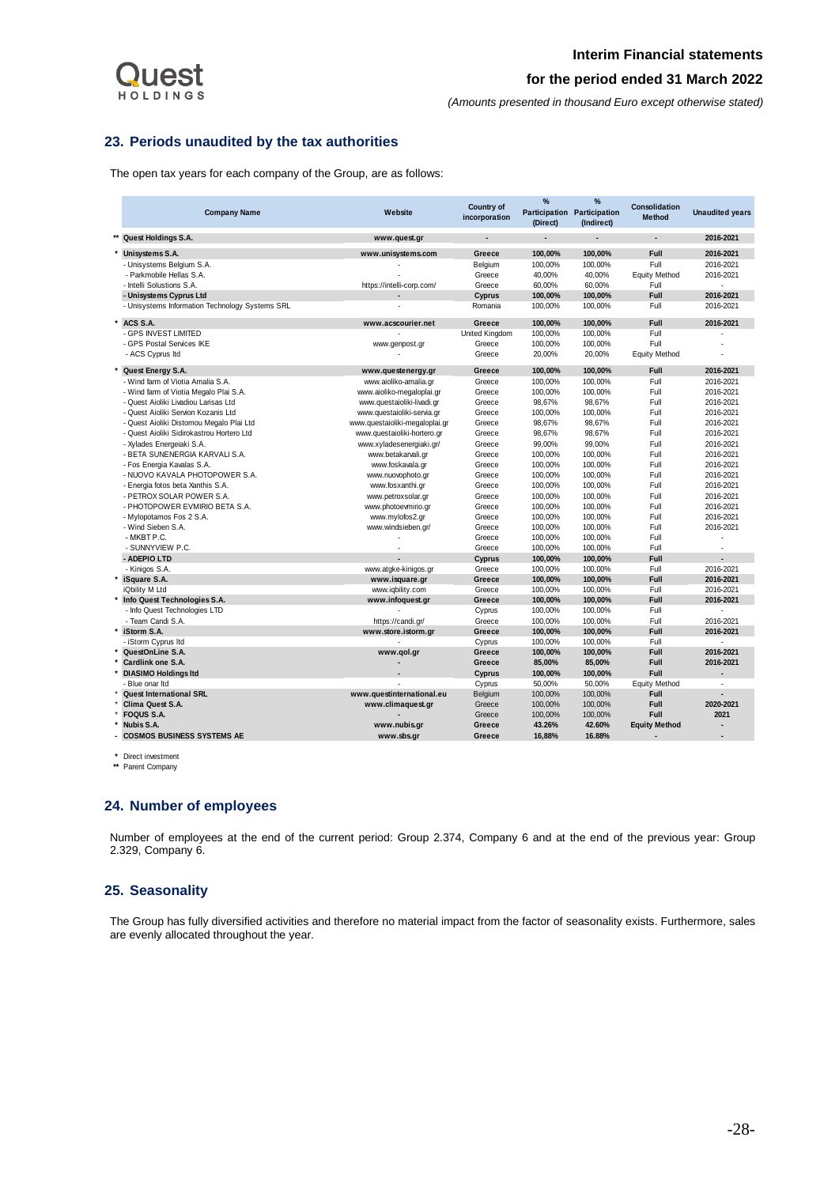## 23. Periods unaudited by the tax authorities

The open tax years for each company of the Group, are as follows:

| | Company Name | Website | Country of incorporation | % Participation (Direct) | % Participation (Indirect) | Consolidation Method | Unaudited years |
|---|---|---|---|---|---|---|---|
| ** | **Quest Holdings S.A.** | **www.quest.gr** | **-** | **-** | **-** | **-** | **2016-2021** |
| * | **Unisystems S.A.** | **www.unisystems.com** | **Greece** | **100,00%** | **100,00%** | **Full** | **2016-2021** |
| | - Unisystems Belgium S.A. | - | Belgium | 100,00% | 100,00% | Full | 2016-2021 |
| | - Parkmobile Hellas S.A. | - | Greece | 40,00% | 40,00% | Equity Method | 2016-2021 |
| | - Intelli Solustions S.A. | https://intelli-corp.com/ | Greece | 60,00% | 60,00% | Full | - |
| | **- Unisystems Cyprus Ltd** | **-** | **Cyprus** | **100,00%** | **100,00%** | **Full** | **2016-2021** |
| | - Unisystems Information Technology Systems SRL | - | Romania | 100,00% | 100,00% | Full | 2016-2021 |
| * | **ACS S.A.** | **www.acscourier.net** | **Greece** | **100,00%** | **100,00%** | **Full** | **2016-2021** |
| | - GPS INVEST LIMITED | - | United Kingdom | 100,00% | 100,00% | Full | - |
| | - GPS Postal Services IKE | www.genpost.gr | Greece | 100,00% | 100,00% | Full | - |
| | - ACS Cyprus ltd | - | Greece | 20,00% | 20,00% | Equity Method | - |
| * | **Quest Energy S.A.** | **www.questenergy.gr** | **Greece** | **100,00%** | **100,00%** | **Full** | **2016-2021** |
| | - Wind farm of Viotia Amalia S.A. | www.aioliko-amalia.gr | Greece | 100,00% | 100,00% | Full | 2016-2021 |
| | - Wind farm of Viotia Megalo Plai S.A. | www.aioliko-megaloplai.gr | Greece | 100,00% | 100,00% | Full | 2016-2021 |
| | - Quest Aioliki Livadiou Larisas Ltd | www.questaioliki-livadi.gr | Greece | 98,67% | 98,67% | Full | 2016-2021 |
| | - Quest Aioliki Servion Kozanis Ltd | www.questaioliki-servia.gr | Greece | 100,00% | 100,00% | Full | 2016-2021 |
| | - Quest Aioliki Distomou Megalo Plai Ltd | www.questaioliki-megaloplai.gr | Greece | 98,67% | 98,67% | Full | 2016-2021 |
| | - Quest Aioliki Sidirokastrou Hortero Ltd | www.questaioliki-hortero.gr | Greece | 98,67% | 98,67% | Full | 2016-2021 |
| | - Xylades Energeiaki S.A. | www.xyladesenergiaki.gr/ | Greece | 99,00% | 99,00% | Full | 2016-2021 |
| | - BETA SUNENERGIA KARVALI S.A. | www.betakarvali.gr | Greece | 100,00% | 100,00% | Full | 2016-2021 |
| | - Fos Energia Kavalas S.A. | www.foskavala.gr | Greece | 100,00% | 100,00% | Full | 2016-2021 |
| | - NUOVO KAVALA PHOTOPOWER S.A. | www.nuovophoto.gr | Greece | 100,00% | 100,00% | Full | 2016-2021 |
| | - Energia fotos beta Xanthis S.A. | www.fosxanthi.gr | Greece | 100,00% | 100,00% | Full | 2016-2021 |
| | - PETROX SOLAR POWER S.A. | www.petroxsolar.gr | Greece | 100,00% | 100,00% | Full | 2016-2021 |
| | - PHOTOPOWER EVMIRIO BETA S.A. | www.photoevmirio.gr | Greece | 100,00% | 100,00% | Full | 2016-2021 |
| | - Mylopotamos Fos 2 S.A. | www.mylofos2.gr | Greece | 100,00% | 100,00% | Full | 2016-2021 |
| | - Wind Sieben S.A. | www.windsieben.gr/ | Greece | 100,00% | 100,00% | Full | 2016-2021 |
| | - MKBT P.C. | - | Greece | 100,00% | 100,00% | Full | - |
| | - SUNNYVIEW P.C. | - | Greece | 100,00% | 100,00% | Full | - |
| | **- ADEPIO LTD** | **-** | **Cyprus** | **100,00%** | **100,00%** | **Full** | **-** |
| | - Kinigos S.A. | www.atgke-kinigos.gr | Greece | 100,00% | 100,00% | Full | 2016-2021 |
| * | **iSquare S.A.** | **www.isquare.gr** | **Greece** | **100,00%** | **100,00%** | **Full** | **2016-2021** |
| | iQbility M Ltd | www.iqbility.com | Greece | 100,00% | 100,00% | Full | 2016-2021 |
| * | **Info Quest Technologies S.A.** | **www.infoquest.gr** | **Greece** | **100,00%** | **100,00%** | **Full** | **2016-2021** |
| | - Info Quest Technologies LTD | - | Cyprus | 100,00% | 100,00% | Full | - |
| | - Team Candi S.A. | https://candi.gr/ | Greece | 100,00% | 100,00% | Full | 2016-2021 |
| * | **iStorm S.A.** | **www.store.istorm.gr** | **Greece** | **100,00%** | **100,00%** | **Full** | **2016-2021** |
| | - iStorm Cyprus ltd | - | Cyprus | 100,00% | 100,00% | Full | - |
| * | **QuestOnLine S.A.** | **www.qol.gr** | **Greece** | **100,00%** | **100,00%** | **Full** | **2016-2021** |
| * | **Cardlink one S.A.** | **-** | **Greece** | **85,00%** | **85,00%** | **Full** | **2016-2021** |
| * | **DIASIMO Holdings ltd** | **-** | **Cyprus** | **100,00%** | **100,00%** | **Full** | **-** |
| | - Blue onar ltd | - | Cyprus | 50,00% | 50,00% | Equity Method | - |
| * | **Quest International SRL** | **www.questinternational.eu** | Belgium | 100,00% | 100,00% | **Full** | **-** |
| * | **Clima Quest S.A.** | **www.climaquest.gr** | Greece | 100,00% | 100,00% | **Full** | **2020-2021** |
| * | **FOQUS S.A.** | **-** | Greece | 100,00% | 100,00% | **Full** | **2021** |
| * | **Nubis S.A.** | **www.nubis.gr** | **Greece** | **43.26%** | **42.60%** | **Equity Method** | **-** |
| - | **COSMOS BUSINESS SYSTEMS AE** | **www.sbs.gr** | **Greece** | **16,88%** | **16.88%** | **-** | **-** |

\* Direct investment
\*\* Parent Company

## 24. Number of employees

Number of employees at the end of the current period: Group 2.374, Company 6 and at the end of the previous year: Group 2.329, Company 6.

## 25. Seasonality

The Group has fully diversified activities and therefore no material impact from the factor of seasonality exists. Furthermore, sales are evenly allocated throughout the year.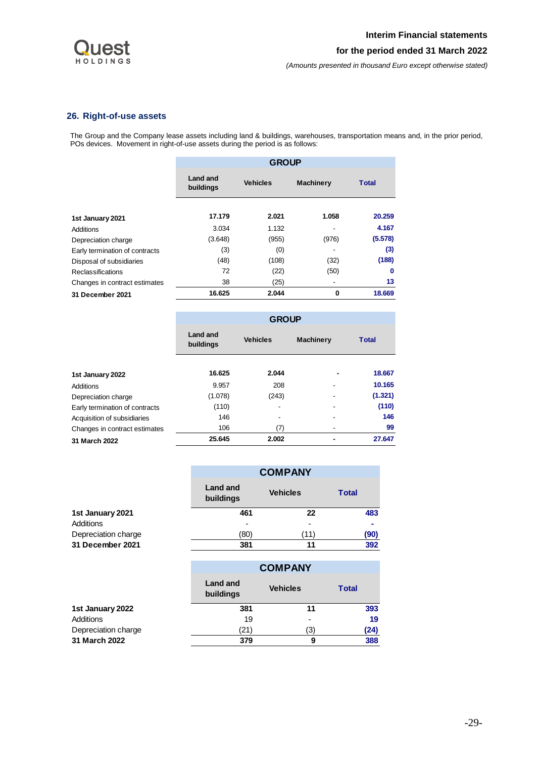## 26. Right-of-use assets

The Group and the Company lease assets including land & buildings, warehouses, transportation means and, in the prior period, POs devices. Movement in right-of-use assets during the period is as follows:

| | GROUP | | | |
|---|---|---|---|---|
| | Land and buildings | Vehicles | Machinery | Total |
| **1st January 2021** | **17.179** | **2.021** | **1.058** | **20.259** |
| Additions | 3.034 | 1.132 | - | **4.167** |
| Depreciation charge | (3.648) | (955) | (976) | **(5.578)** |
| Early termination of contracts | (3) | (0) | - | **(3)** |
| Disposal of subsidiaries | (48) | (108) | (32) | **(188)** |
| Reclassifications | 72 | (22) | (50) | **0** |
| Changes in contract estimates | 38 | (25) | - | **13** |
| **31 December 2021** | **16.625** | **2.044** | **0** | **18.669** |

| | GROUP | | | |
|---|---|---|---|---|
| | Land and buildings | Vehicles | Machinery | Total |
| **1st January 2022** | **16.625** | **2.044** | **-** | **18.667** |
| Additions | 9.957 | 208 | - | **10.165** |
| Depreciation charge | (1.078) | (243) | - | **(1.321)** |
| Early termination of contracts | (110) | - | - | **(110)** |
| Acquisition of subsidiaries | 146 | - | - | **146** |
| Changes in contract estimates | 106 | (7) | - | **99** |
| **31 March 2022** | **25.645** | **2.002** | **-** | **27.647** |

| | COMPANY | | |
|---|---|---|---|
| | Land and buildings | Vehicles | Total |
| **1st January 2021** | **461** | **22** | **483** |
| Additions | - | - | **-** |
| Depreciation charge | (80) | (11) | **(90)** |
| **31 December 2021** | **381** | **11** | **392** |

| | COMPANY | | |
|---|---|---|---|
| | Land and buildings | Vehicles | Total |
| **1st January 2022** | **381** | **11** | **393** |
| Additions | 19 | - | **19** |
| Depreciation charge | (21) | (3) | **(24)** |
| **31 March 2022** | **379** | **9** | **388** |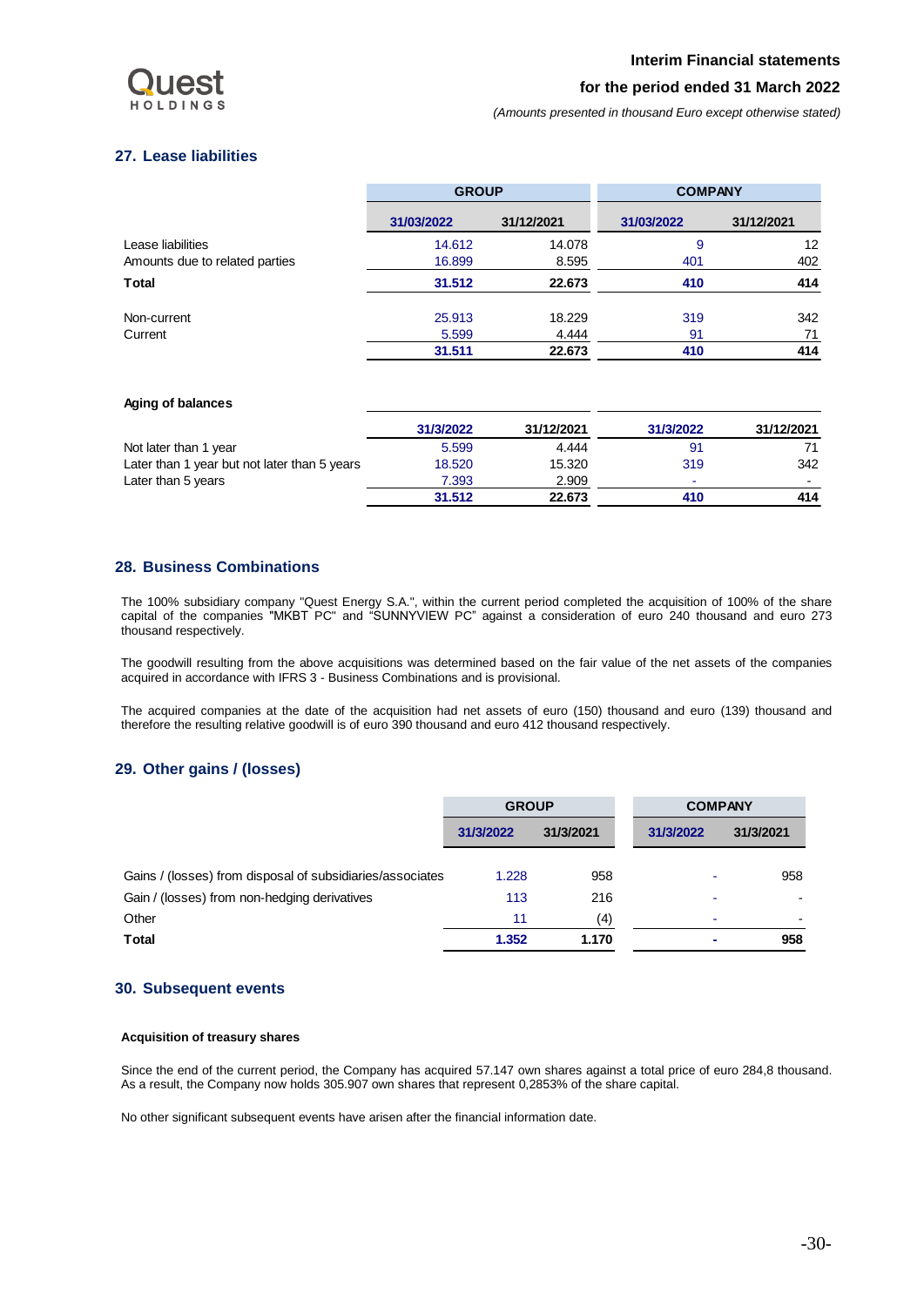## 27. Lease liabilities

| | GROUP | | COMPANY | |
|---|---|---|---|---|
| | 31/03/2022 | 31/12/2021 | 31/03/2022 | 31/12/2021 |
| Lease liabilities | 14.612 | 14.078 | 9 | 12 |
| Amounts due to related parties | 16.899 | 8.595 | 401 | 402 |
| **Total** | **31.512** | **22.673** | **410** | **414** |
| Non-current | 25.913 | 18.229 | 319 | 342 |
| Current | 5.599 | 4.444 | 91 | 71 |
| | **31.511** | **22.673** | **410** | **414** |

**Aging of balances**

| | 31/3/2022 | 31/12/2021 | 31/3/2022 | 31/12/2021 |
|---|---|---|---|---|
| Not later than 1 year | 5.599 | 4.444 | 91 | 71 |
| Later than 1 year but not later than 5 years | 18.520 | 15.320 | 319 | 342 |
| Later than 5 years | 7.393 | 2.909 | - | - |
| | **31.512** | **22.673** | **410** | **414** |

## 28. Business Combinations

The 100% subsidiary company "Quest Energy S.A.", within the current period completed the acquisition of 100% of the share capital of the companies "MKBT PC" and "SUNNYVIEW PC" against a consideration of euro 240 thousand and euro 273 thousand respectively.

The goodwill resulting from the above acquisitions was determined based on the fair value of the net assets of the companies acquired in accordance with IFRS 3 - Business Combinations and is provisional.

The acquired companies at the date of the acquisition had net assets of euro (150) thousand and euro (139) thousand and therefore the resulting relative goodwill is of euro 390 thousand and euro 412 thousand respectively.

## 29. Other gains / (losses)

| | GROUP | | COMPANY | |
|---|---|---|---|---|
| | 31/3/2022 | 31/3/2021 | 31/3/2022 | 31/3/2021 |
| Gains / (losses) from disposal of subsidiaries/associates | 1.228 | 958 | - | 958 |
| Gain / (losses) from non-hedging derivatives | 113 | 216 | - | - |
| Other | 11 | (4) | - | - |
| **Total** | **1.352** | **1.170** | **-** | **958** |

## 30. Subsequent events

**Acquisition of treasury shares**

Since the end of the current period, the Company has acquired 57.147 own shares against a total price of euro 284,8 thousand. As a result, the Company now holds 305.907 own shares that represent 0,2853% of the share capital.

No other significant subsequent events have arisen after the financial information date.